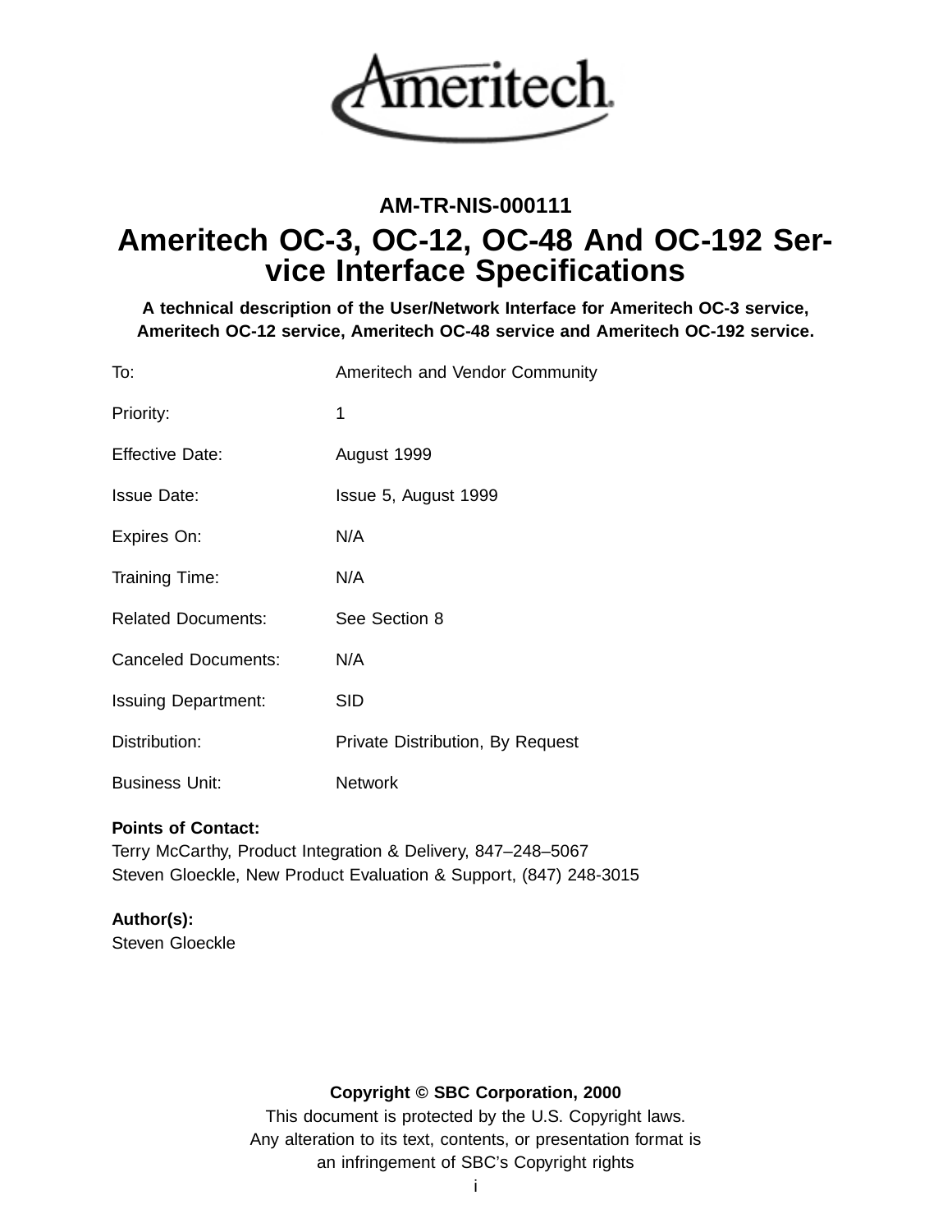**AM-TR-NIS-000111**

# Ameritech OC-3, OC-12, OC-48 And OC-192 Service Interface Specifications

**A technical description of the User/Network Interface for Ameritech OC-3 service, Ameritech OC-12 service, Ameritech OC-48 service and Ameritech OC-192 service.**

| | |
|---|---|
| To: | Ameritech and Vendor Community |
| Priority: | 1 |
| Effective Date: | August 1999 |
| Issue Date: | Issue 5, August 1999 |
| Expires On: | N/A |
| Training Time: | N/A |
| Related Documents: | See Section 8 |
| Canceled Documents: | N/A |
| Issuing Department: | SID |
| Distribution: | Private Distribution, By Request |
| Business Unit: | Network |

**Points of Contact:**
Terry McCarthy, Product Integration & Delivery, 847–248–5067
Steven Gloeckle, New Product Evaluation & Support, (847) 248-3015

**Author(s):**
Steven Gloeckle

**Copyright © SBC Corporation, 2000**
This document is protected by the U.S. Copyright laws.
Any alteration to its text, contents, or presentation format is an infringement of SBC's Copyright rights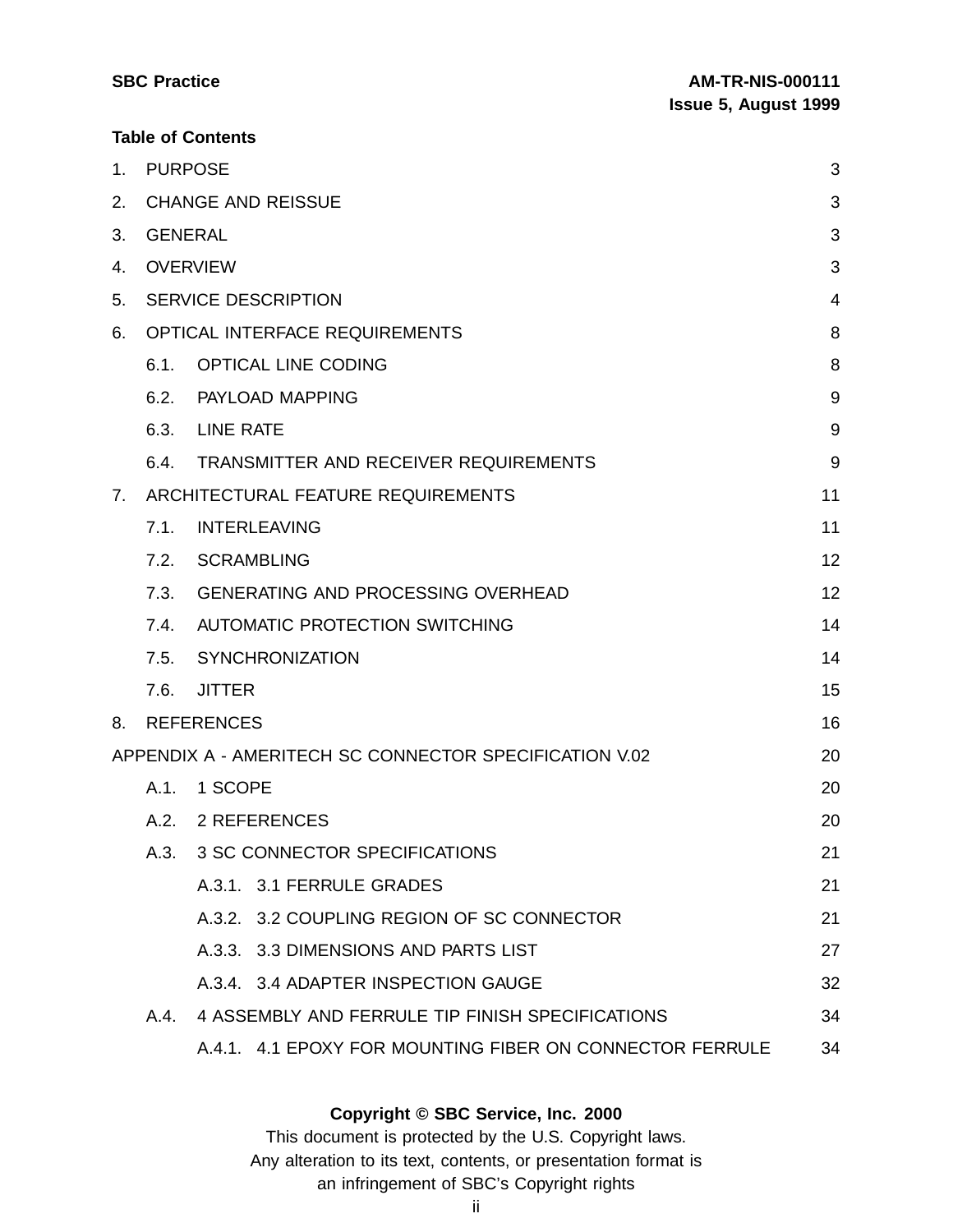**Table of Contents**

| | | |
|---|---|---|
| 1. | PURPOSE | 3 |
| 2. | CHANGE AND REISSUE | 3 |
| 3. | GENERAL | 3 |
| 4. | OVERVIEW | 3 |
| 5. | SERVICE DESCRIPTION | 4 |
| 6. | OPTICAL INTERFACE REQUIREMENTS | 8 |
| 6.1. | OPTICAL LINE CODING | 8 |
| 6.2. | PAYLOAD MAPPING | 9 |
| 6.3. | LINE RATE | 9 |
| 6.4. | TRANSMITTER AND RECEIVER REQUIREMENTS | 9 |
| 7. | ARCHITECTURAL FEATURE REQUIREMENTS | 11 |
| 7.1. | INTERLEAVING | 11 |
| 7.2. | SCRAMBLING | 12 |
| 7.3. | GENERATING AND PROCESSING OVERHEAD | 12 |
| 7.4. | AUTOMATIC PROTECTION SWITCHING | 14 |
| 7.5. | SYNCHRONIZATION | 14 |
| 7.6. | JITTER | 15 |
| 8. | REFERENCES | 16 |
| | APPENDIX A - AMERITECH SC CONNECTOR SPECIFICATION V.02 | 20 |
| A.1. | 1 SCOPE | 20 |
| A.2. | 2 REFERENCES | 20 |
| A.3. | 3 SC CONNECTOR SPECIFICATIONS | 21 |
| A.3.1. | 3.1 FERRULE GRADES | 21 |
| A.3.2. | 3.2 COUPLING REGION OF SC CONNECTOR | 21 |
| A.3.3. | 3.3 DIMENSIONS AND PARTS LIST | 27 |
| A.3.4. | 3.4 ADAPTER INSPECTION GAUGE | 32 |
| A.4. | 4 ASSEMBLY AND FERRULE TIP FINISH SPECIFICATIONS | 34 |
| A.4.1. | 4.1 EPOXY FOR MOUNTING FIBER ON CONNECTOR FERRULE | 34 |

**Copyright © SBC Service, Inc. 2000**

This document is protected by the U.S. Copyright laws.
Any alteration to its text, contents, or presentation format is
an infringement of SBC's Copyright rights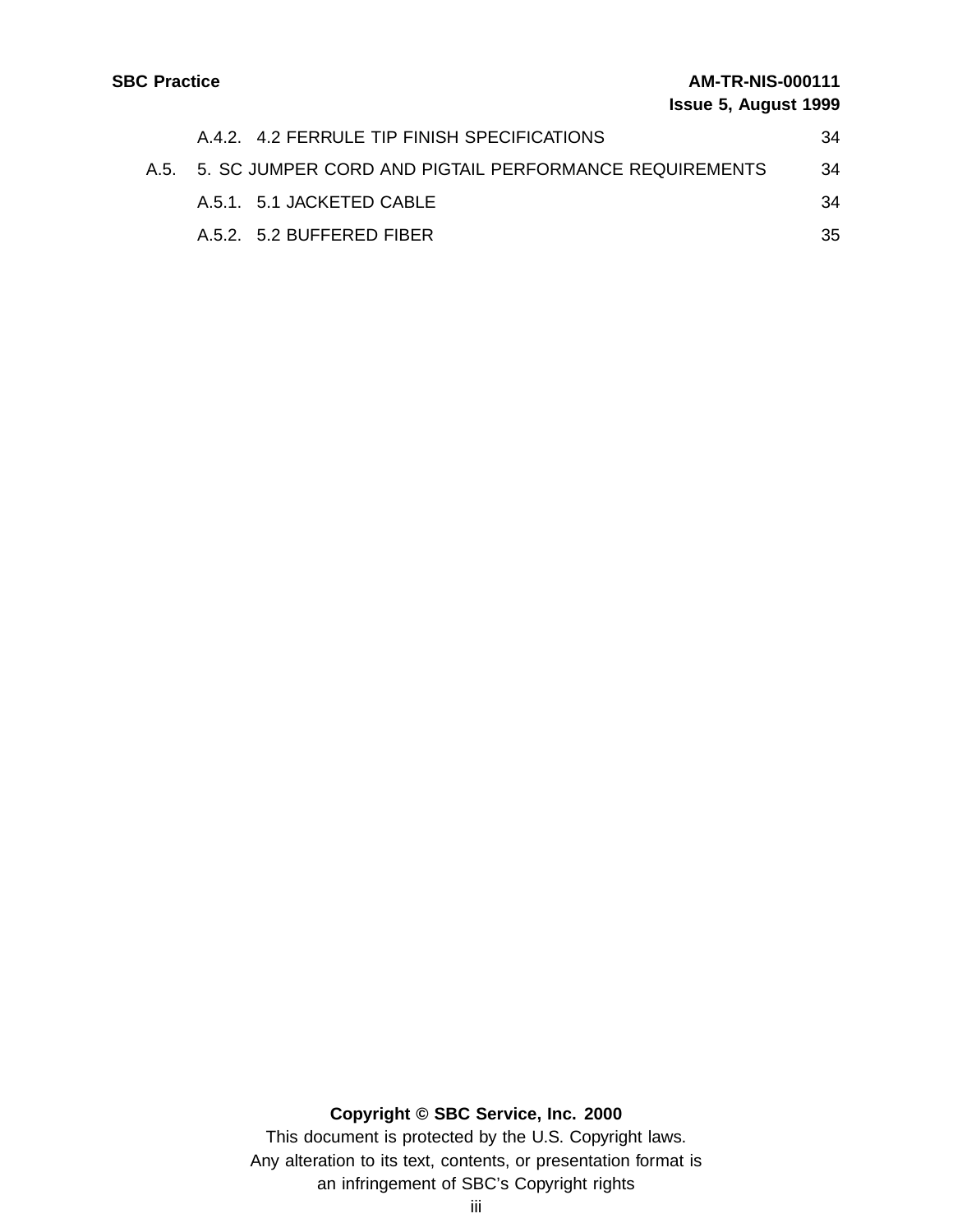A.4.2. 4.2 FERRULE TIP FINISH SPECIFICATIONS 34

A.5. 5. SC JUMPER CORD AND PIGTAIL PERFORMANCE REQUIREMENTS 34

A.5.1. 5.1 JACKETED CABLE 34

A.5.2. 5.2 BUFFERED FIBER 35

**Copyright © SBC Service, Inc. 2000**

This document is protected by the U.S. Copyright laws.
Any alteration to its text, contents, or presentation format is an infringement of SBC's Copyright rights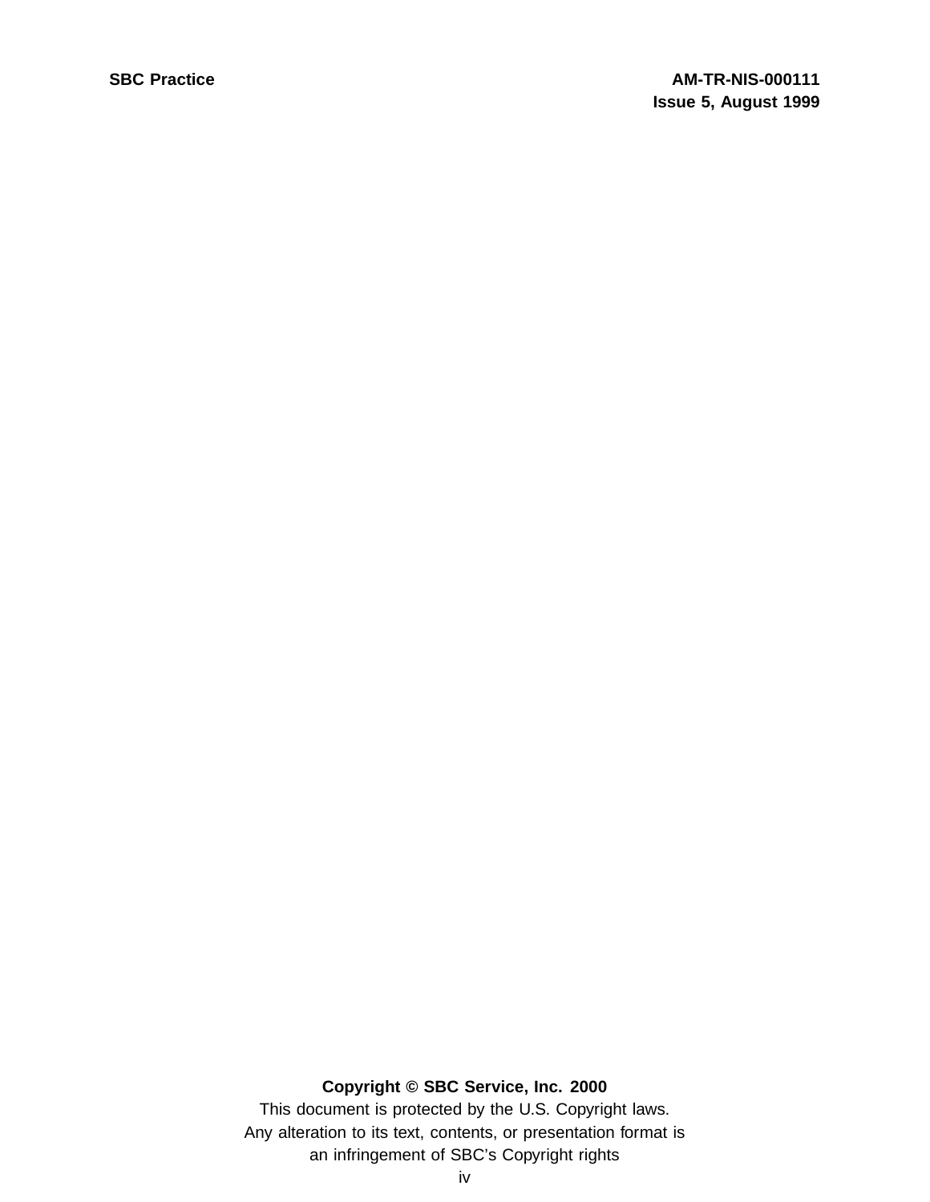**Copyright © SBC Service, Inc. 2000**

This document is protected by the U.S. Copyright laws.

Any alteration to its text, contents, or presentation format is an infringement of SBC's Copyright rights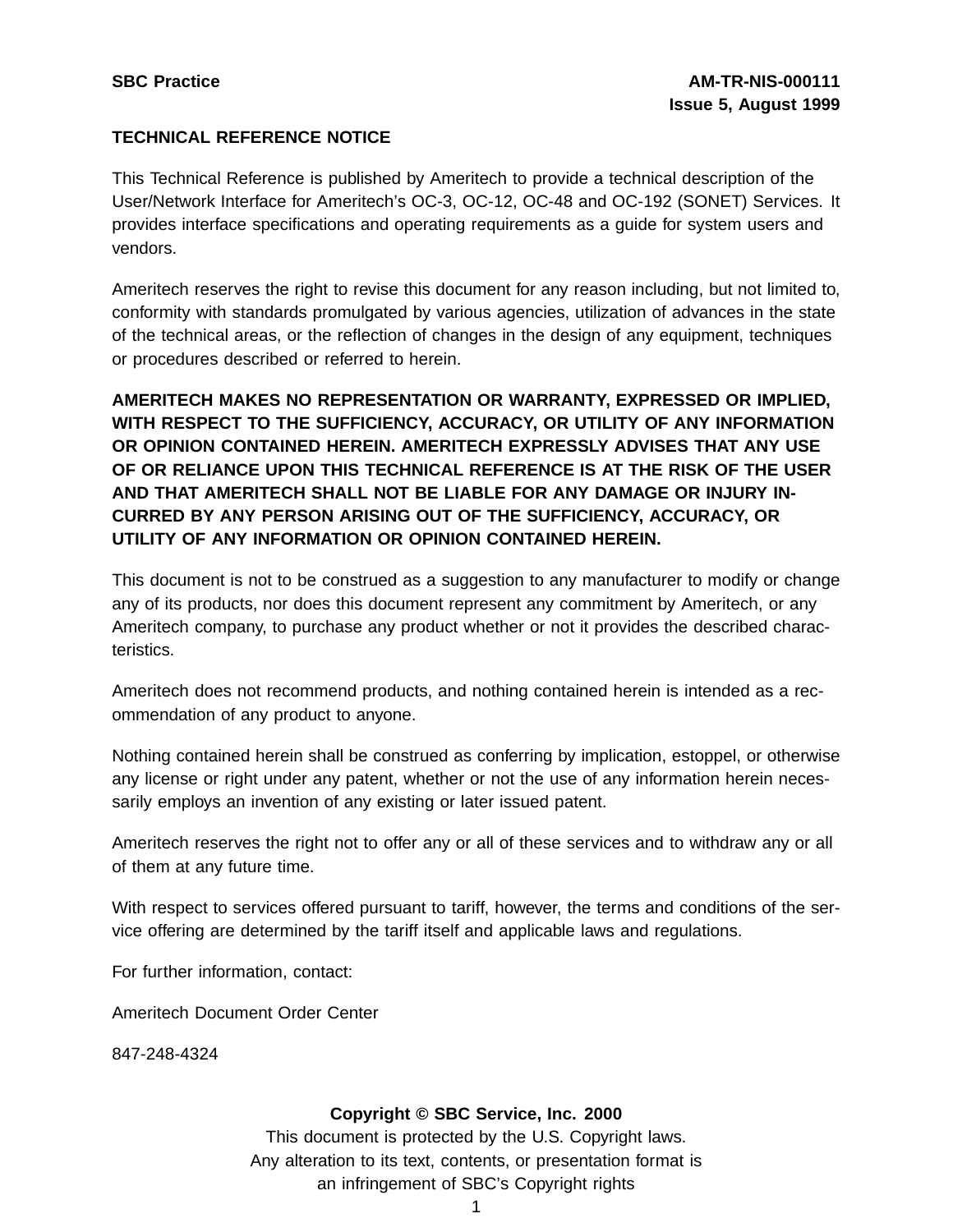## TECHNICAL REFERENCE NOTICE

This Technical Reference is published by Ameritech to provide a technical description of the User/Network Interface for Ameritech's OC-3, OC-12, OC-48 and OC-192 (SONET) Services. It provides interface specifications and operating requirements as a guide for system users and vendors.

Ameritech reserves the right to revise this document for any reason including, but not limited to, conformity with standards promulgated by various agencies, utilization of advances in the state of the technical areas, or the reflection of changes in the design of any equipment, techniques or procedures described or referred to herein.

**AMERITECH MAKES NO REPRESENTATION OR WARRANTY, EXPRESSED OR IMPLIED, WITH RESPECT TO THE SUFFICIENCY, ACCURACY, OR UTILITY OF ANY INFORMATION OR OPINION CONTAINED HEREIN. AMERITECH EXPRESSLY ADVISES THAT ANY USE OF OR RELIANCE UPON THIS TECHNICAL REFERENCE IS AT THE RISK OF THE USER AND THAT AMERITECH SHALL NOT BE LIABLE FOR ANY DAMAGE OR INJURY INCURRED BY ANY PERSON ARISING OUT OF THE SUFFICIENCY, ACCURACY, OR UTILITY OF ANY INFORMATION OR OPINION CONTAINED HEREIN.**

This document is not to be construed as a suggestion to any manufacturer to modify or change any of its products, nor does this document represent any commitment by Ameritech, or any Ameritech company, to purchase any product whether or not it provides the described characteristics.

Ameritech does not recommend products, and nothing contained herein is intended as a recommendation of any product to anyone.

Nothing contained herein shall be construed as conferring by implication, estoppel, or otherwise any license or right under any patent, whether or not the use of any information herein necessarily employs an invention of any existing or later issued patent.

Ameritech reserves the right not to offer any or all of these services and to withdraw any or all of them at any future time.

With respect to services offered pursuant to tariff, however, the terms and conditions of the service offering are determined by the tariff itself and applicable laws and regulations.

For further information, contact:

Ameritech Document Order Center

847-248-4324

**Copyright © SBC Service, Inc. 2000**

This document is protected by the U.S. Copyright laws.
Any alteration to its text, contents, or presentation format is
an infringement of SBC's Copyright rights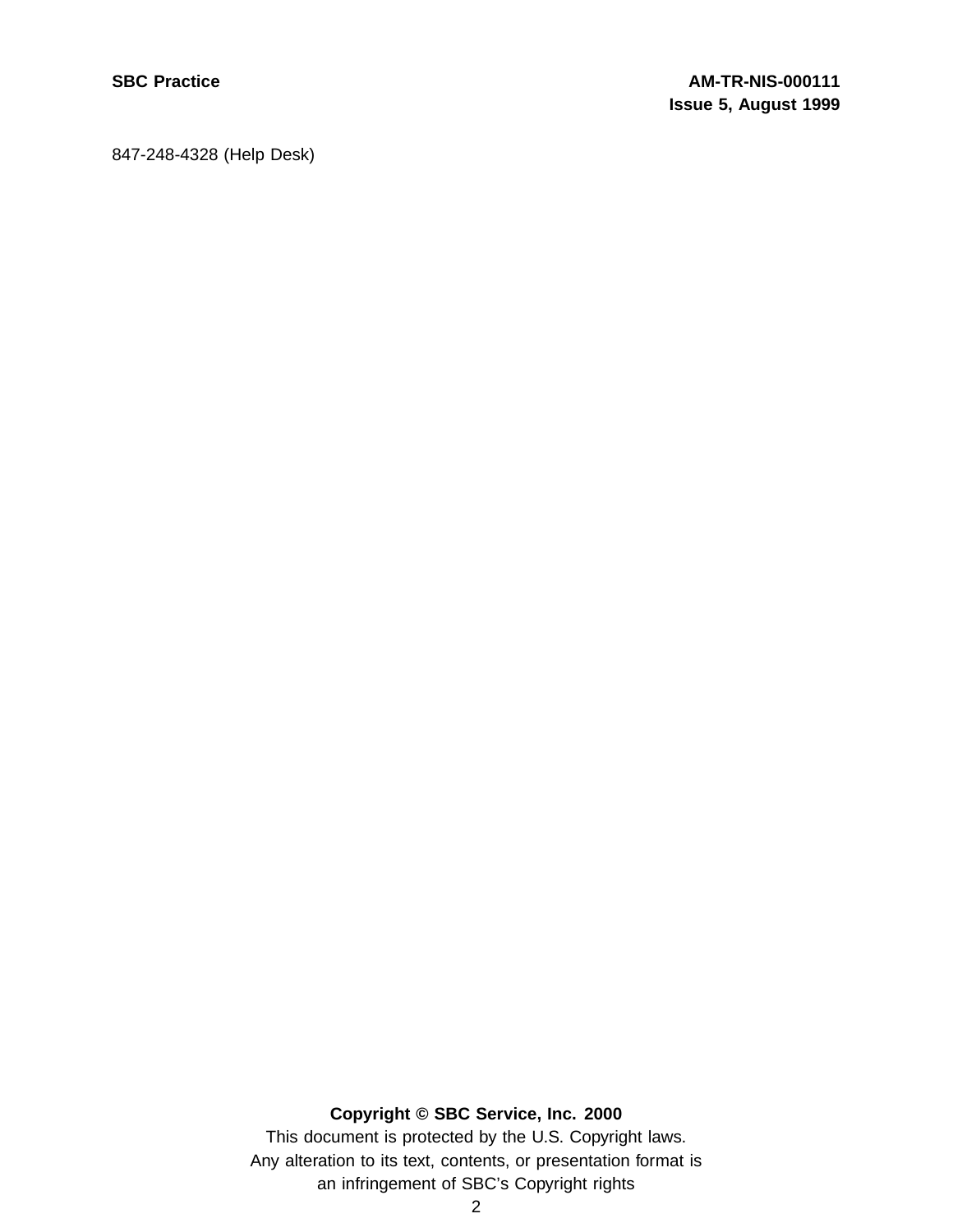847-248-4328 (Help Desk)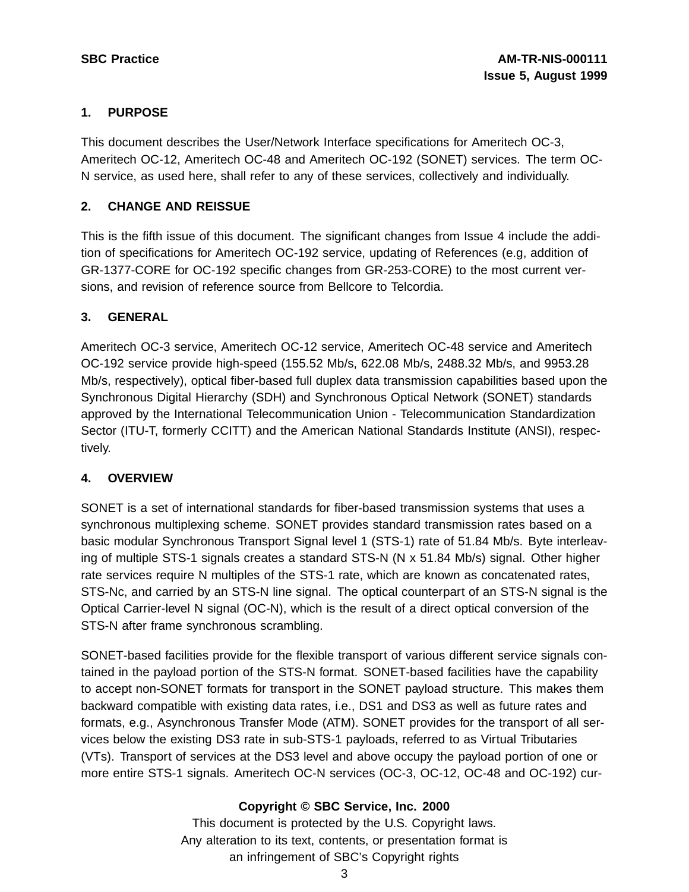## 1. PURPOSE

This document describes the User/Network Interface specifications for Ameritech OC-3, Ameritech OC-12, Ameritech OC-48 and Ameritech OC-192 (SONET) services. The term OC-N service, as used here, shall refer to any of these services, collectively and individually.

## 2. CHANGE AND REISSUE

This is the fifth issue of this document. The significant changes from Issue 4 include the addition of specifications for Ameritech OC-192 service, updating of References (e.g, addition of GR-1377-CORE for OC-192 specific changes from GR-253-CORE) to the most current versions, and revision of reference source from Bellcore to Telcordia.

## 3. GENERAL

Ameritech OC-3 service, Ameritech OC-12 service, Ameritech OC-48 service and Ameritech OC-192 service provide high-speed (155.52 Mb/s, 622.08 Mb/s, 2488.32 Mb/s, and 9953.28 Mb/s, respectively), optical fiber-based full duplex data transmission capabilities based upon the Synchronous Digital Hierarchy (SDH) and Synchronous Optical Network (SONET) standards approved by the International Telecommunication Union - Telecommunication Standardization Sector (ITU-T, formerly CCITT) and the American National Standards Institute (ANSI), respectively.

## 4. OVERVIEW

SONET is a set of international standards for fiber-based transmission systems that uses a synchronous multiplexing scheme. SONET provides standard transmission rates based on a basic modular Synchronous Transport Signal level 1 (STS-1) rate of 51.84 Mb/s. Byte interleaving of multiple STS-1 signals creates a standard STS-N (N x 51.84 Mb/s) signal. Other higher rate services require N multiples of the STS-1 rate, which are known as concatenated rates, STS-Nc, and carried by an STS-N line signal. The optical counterpart of an STS-N signal is the Optical Carrier-level N signal (OC-N), which is the result of a direct optical conversion of the STS-N after frame synchronous scrambling.

SONET-based facilities provide for the flexible transport of various different service signals contained in the payload portion of the STS-N format. SONET-based facilities have the capability to accept non-SONET formats for transport in the SONET payload structure. This makes them backward compatible with existing data rates, i.e., DS1 and DS3 as well as future rates and formats, e.g., Asynchronous Transfer Mode (ATM). SONET provides for the transport of all services below the existing DS3 rate in sub-STS-1 payloads, referred to as Virtual Tributaries (VTs). Transport of services at the DS3 level and above occupy the payload portion of one or more entire STS-1 signals. Ameritech OC-N services (OC-3, OC-12, OC-48 and OC-192) cur-

**Copyright © SBC Service, Inc. 2000**
This document is protected by the U.S. Copyright laws.
Any alteration to its text, contents, or presentation format is
an infringement of SBC's Copyright rights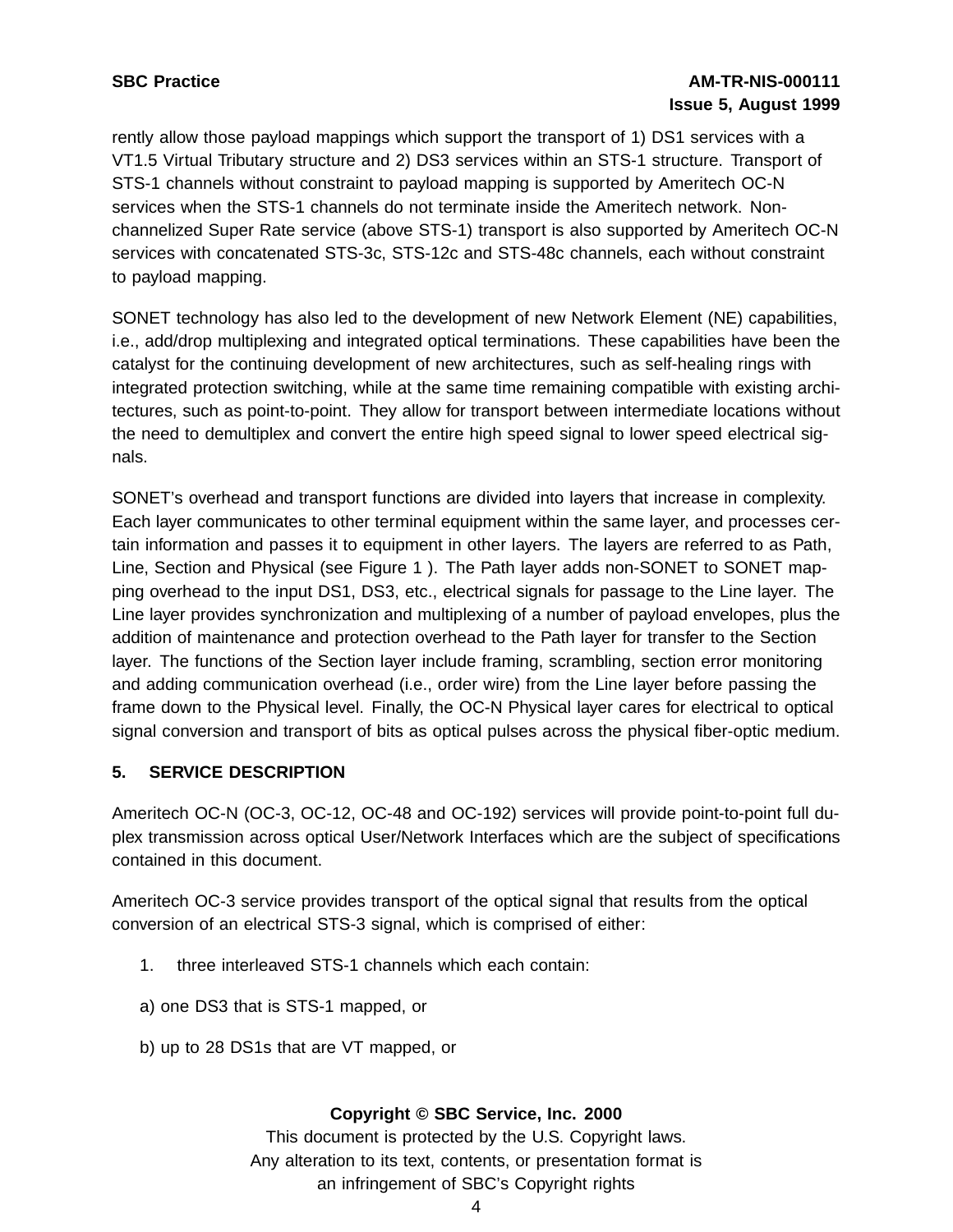rently allow those payload mappings which support the transport of 1) DS1 services with a VT1.5 Virtual Tributary structure and 2) DS3 services within an STS-1 structure. Transport of STS-1 channels without constraint to payload mapping is supported by Ameritech OC-N services when the STS-1 channels do not terminate inside the Ameritech network. Non-channelized Super Rate service (above STS-1) transport is also supported by Ameritech OC-N services with concatenated STS-3c, STS-12c and STS-48c channels, each without constraint to payload mapping.

SONET technology has also led to the development of new Network Element (NE) capabilities, i.e., add/drop multiplexing and integrated optical terminations. These capabilities have been the catalyst for the continuing development of new architectures, such as self-healing rings with integrated protection switching, while at the same time remaining compatible with existing architectures, such as point-to-point. They allow for transport between intermediate locations without the need to demultiplex and convert the entire high speed signal to lower speed electrical signals.

SONET's overhead and transport functions are divided into layers that increase in complexity. Each layer communicates to other terminal equipment within the same layer, and processes certain information and passes it to equipment in other layers. The layers are referred to as Path, Line, Section and Physical (see Figure 1 ). The Path layer adds non-SONET to SONET mapping overhead to the input DS1, DS3, etc., electrical signals for passage to the Line layer. The Line layer provides synchronization and multiplexing of a number of payload envelopes, plus the addition of maintenance and protection overhead to the Path layer for transfer to the Section layer. The functions of the Section layer include framing, scrambling, section error monitoring and adding communication overhead (i.e., order wire) from the Line layer before passing the frame down to the Physical level. Finally, the OC-N Physical layer cares for electrical to optical signal conversion and transport of bits as optical pulses across the physical fiber-optic medium.

## 5. SERVICE DESCRIPTION

Ameritech OC-N (OC-3, OC-12, OC-48 and OC-192) services will provide point-to-point full duplex transmission across optical User/Network Interfaces which are the subject of specifications contained in this document.

Ameritech OC-3 service provides transport of the optical signal that results from the optical conversion of an electrical STS-3 signal, which is comprised of either:

1. three interleaved STS-1 channels which each contain:

   a) one DS3 that is STS-1 mapped, or

   b) up to 28 DS1s that are VT mapped, or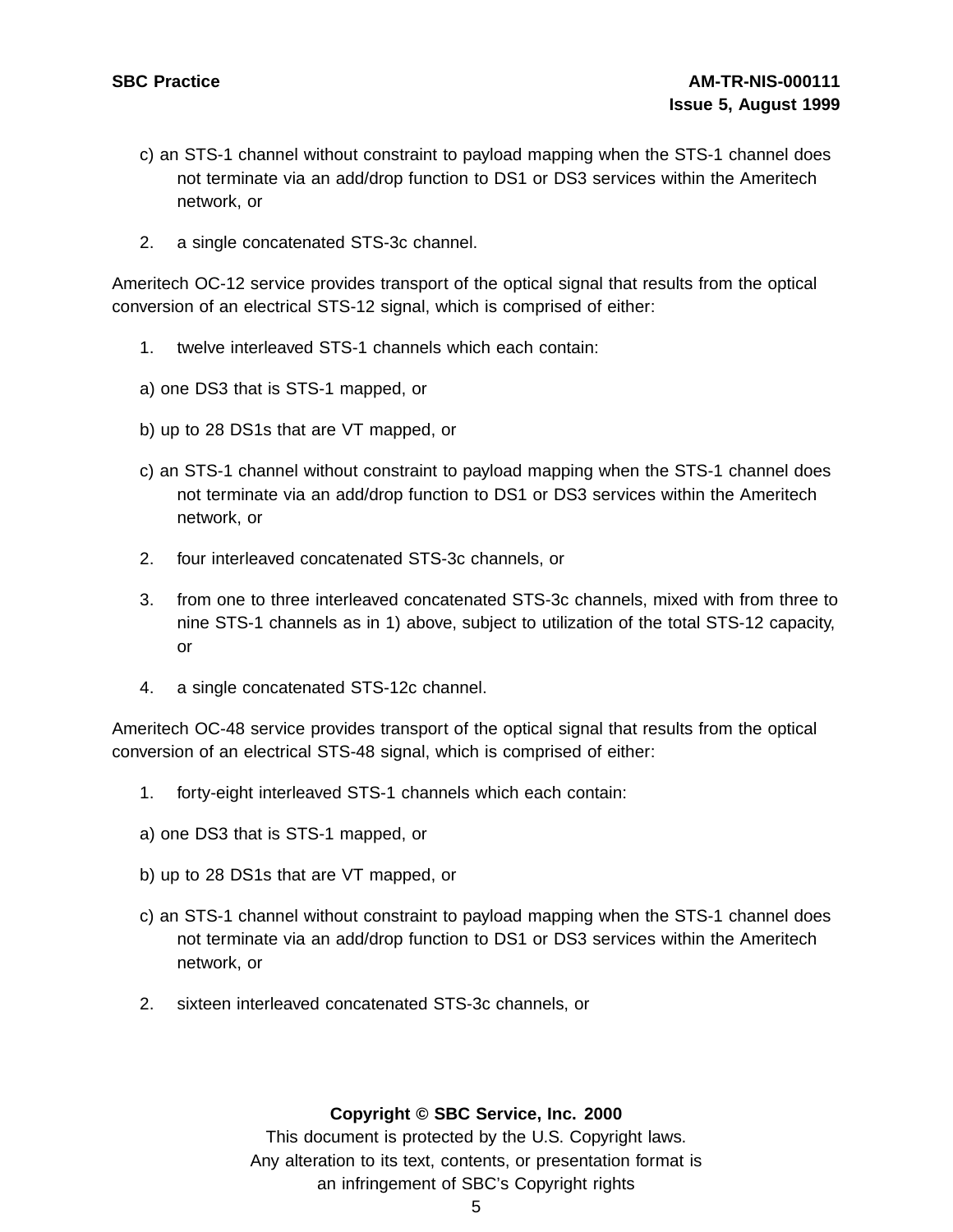c) an STS-1 channel without constraint to payload mapping when the STS-1 channel does not terminate via an add/drop function to DS1 or DS3 services within the Ameritech network, or

2. a single concatenated STS-3c channel.

Ameritech OC-12 service provides transport of the optical signal that results from the optical conversion of an electrical STS-12 signal, which is comprised of either:

1. twelve interleaved STS-1 channels which each contain:

a) one DS3 that is STS-1 mapped, or

b) up to 28 DS1s that are VT mapped, or

c) an STS-1 channel without constraint to payload mapping when the STS-1 channel does not terminate via an add/drop function to DS1 or DS3 services within the Ameritech network, or

2. four interleaved concatenated STS-3c channels, or

3. from one to three interleaved concatenated STS-3c channels, mixed with from three to nine STS-1 channels as in 1) above, subject to utilization of the total STS-12 capacity, or

4. a single concatenated STS-12c channel.

Ameritech OC-48 service provides transport of the optical signal that results from the optical conversion of an electrical STS-48 signal, which is comprised of either:

1. forty-eight interleaved STS-1 channels which each contain:

a) one DS3 that is STS-1 mapped, or

b) up to 28 DS1s that are VT mapped, or

c) an STS-1 channel without constraint to payload mapping when the STS-1 channel does not terminate via an add/drop function to DS1 or DS3 services within the Ameritech network, or

2. sixteen interleaved concatenated STS-3c channels, or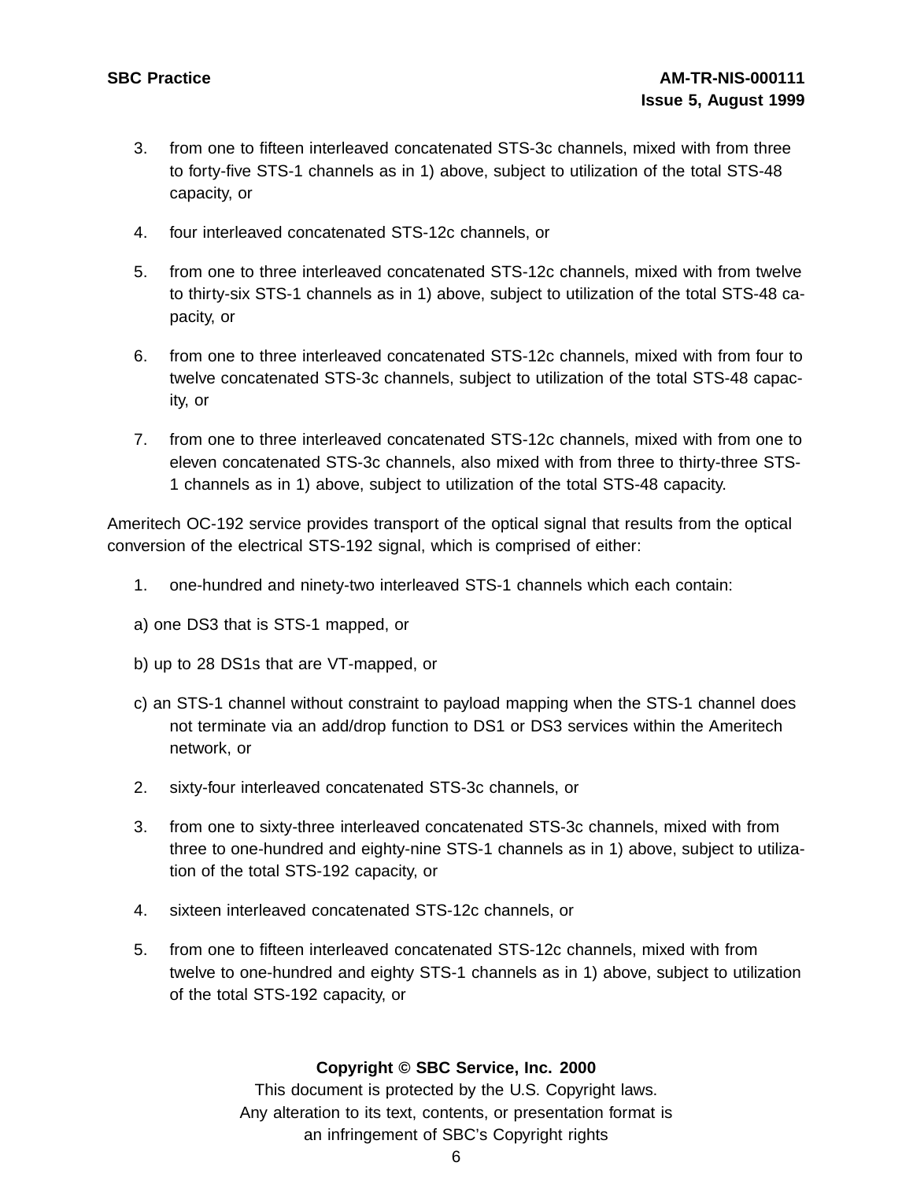3. from one to fifteen interleaved concatenated STS-3c channels, mixed with from three to forty-five STS-1 channels as in 1) above, subject to utilization of the total STS-48 capacity, or

4. four interleaved concatenated STS-12c channels, or

5. from one to three interleaved concatenated STS-12c channels, mixed with from twelve to thirty-six STS-1 channels as in 1) above, subject to utilization of the total STS-48 capacity, or

6. from one to three interleaved concatenated STS-12c channels, mixed with from four to twelve concatenated STS-3c channels, subject to utilization of the total STS-48 capacity, or

7. from one to three interleaved concatenated STS-12c channels, mixed with from one to eleven concatenated STS-3c channels, also mixed with from three to thirty-three STS-1 channels as in 1) above, subject to utilization of the total STS-48 capacity.

Ameritech OC-192 service provides transport of the optical signal that results from the optical conversion of the electrical STS-192 signal, which is comprised of either:

1. one-hundred and ninety-two interleaved STS-1 channels which each contain:

a) one DS3 that is STS-1 mapped, or

b) up to 28 DS1s that are VT-mapped, or

c) an STS-1 channel without constraint to payload mapping when the STS-1 channel does not terminate via an add/drop function to DS1 or DS3 services within the Ameritech network, or

2. sixty-four interleaved concatenated STS-3c channels, or

3. from one to sixty-three interleaved concatenated STS-3c channels, mixed with from three to one-hundred and eighty-nine STS-1 channels as in 1) above, subject to utilization of the total STS-192 capacity, or

4. sixteen interleaved concatenated STS-12c channels, or

5. from one to fifteen interleaved concatenated STS-12c channels, mixed with from twelve to one-hundred and eighty STS-1 channels as in 1) above, subject to utilization of the total STS-192 capacity, or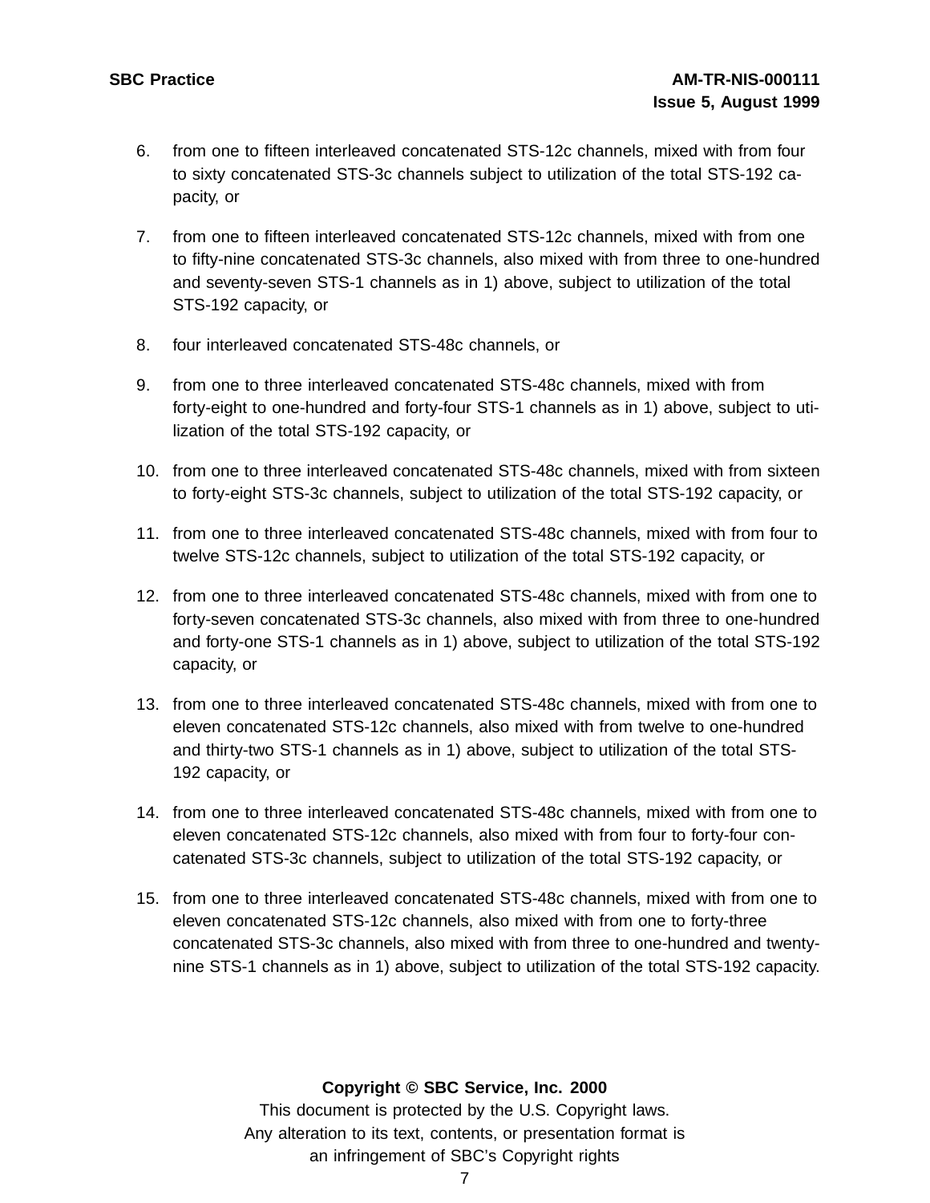6. from one to fifteen interleaved concatenated STS-12c channels, mixed with from four to sixty concatenated STS-3c channels subject to utilization of the total STS-192 capacity, or
7. from one to fifteen interleaved concatenated STS-12c channels, mixed with from one to fifty-nine concatenated STS-3c channels, also mixed with from three to one-hundred and seventy-seven STS-1 channels as in 1) above, subject to utilization of the total STS-192 capacity, or
8. four interleaved concatenated STS-48c channels, or
9. from one to three interleaved concatenated STS-48c channels, mixed with from forty-eight to one-hundred and forty-four STS-1 channels as in 1) above, subject to utilization of the total STS-192 capacity, or
10. from one to three interleaved concatenated STS-48c channels, mixed with from sixteen to forty-eight STS-3c channels, subject to utilization of the total STS-192 capacity, or
11. from one to three interleaved concatenated STS-48c channels, mixed with from four to twelve STS-12c channels, subject to utilization of the total STS-192 capacity, or
12. from one to three interleaved concatenated STS-48c channels, mixed with from one to forty-seven concatenated STS-3c channels, also mixed with from three to one-hundred and forty-one STS-1 channels as in 1) above, subject to utilization of the total STS-192 capacity, or
13. from one to three interleaved concatenated STS-48c channels, mixed with from one to eleven concatenated STS-12c channels, also mixed with from twelve to one-hundred and thirty-two STS-1 channels as in 1) above, subject to utilization of the total STS-192 capacity, or
14. from one to three interleaved concatenated STS-48c channels, mixed with from one to eleven concatenated STS-12c channels, also mixed with from four to forty-four concatenated STS-3c channels, subject to utilization of the total STS-192 capacity, or
15. from one to three interleaved concatenated STS-48c channels, mixed with from one to eleven concatenated STS-12c channels, also mixed with from one to forty-three concatenated STS-3c channels, also mixed with from three to one-hundred and twenty-nine STS-1 channels as in 1) above, subject to utilization of the total STS-192 capacity.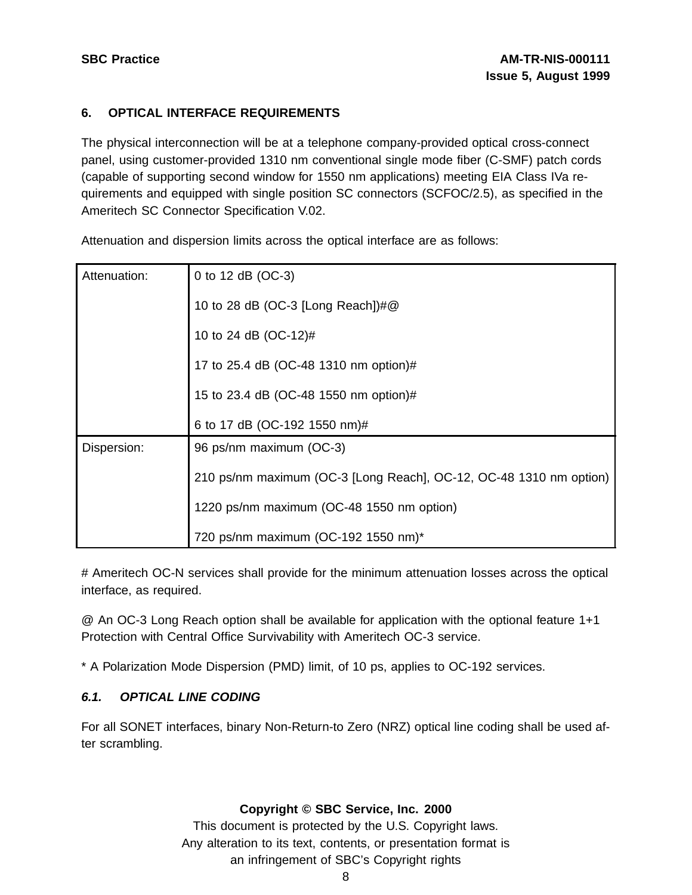## 6. OPTICAL INTERFACE REQUIREMENTS

The physical interconnection will be at a telephone company-provided optical cross-connect panel, using customer-provided 1310 nm conventional single mode fiber (C-SMF) patch cords (capable of supporting second window for 1550 nm applications) meeting EIA Class IVa requirements and equipped with single position SC connectors (SCFOC/2.5), as specified in the Ameritech SC Connector Specification V.02.

Attenuation and dispersion limits across the optical interface are as follows:

| | |
|---|---|
| Attenuation: | 0 to 12 dB (OC-3) |
| | 10 to 28 dB (OC-3 [Long Reach])#@ |
| | 10 to 24 dB (OC-12)# |
| | 17 to 25.4 dB (OC-48 1310 nm option)# |
| | 15 to 23.4 dB (OC-48 1550 nm option)# |
| | 6 to 17 dB (OC-192 1550 nm)# |
| Dispersion: | 96 ps/nm maximum (OC-3) |
| | 210 ps/nm maximum (OC-3 [Long Reach], OC-12, OC-48 1310 nm option) |
| | 1220 ps/nm maximum (OC-48 1550 nm option) |
| | 720 ps/nm maximum (OC-192 1550 nm)* |

# Ameritech OC-N services shall provide for the minimum attenuation losses across the optical interface, as required.

@ An OC-3 Long Reach option shall be available for application with the optional feature 1+1 Protection with Central Office Survivability with Ameritech OC-3 service.

* A Polarization Mode Dispersion (PMD) limit, of 10 ps, applies to OC-192 services.

### *6.1. OPTICAL LINE CODING*

For all SONET interfaces, binary Non-Return-to Zero (NRZ) optical line coding shall be used after scrambling.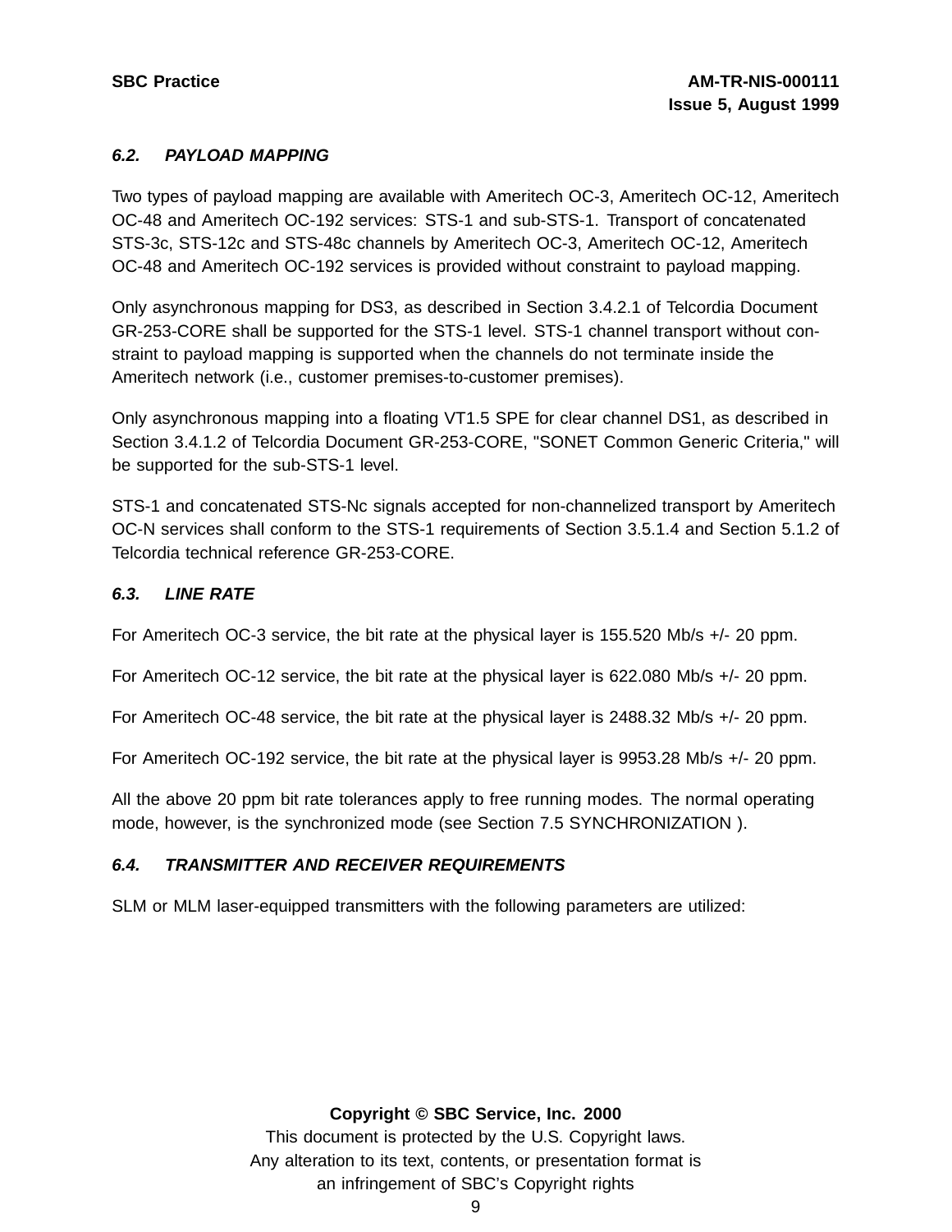### *6.2. PAYLOAD MAPPING*

Two types of payload mapping are available with Ameritech OC-3, Ameritech OC-12, Ameritech OC-48 and Ameritech OC-192 services: STS-1 and sub-STS-1. Transport of concatenated STS-3c, STS-12c and STS-48c channels by Ameritech OC-3, Ameritech OC-12, Ameritech OC-48 and Ameritech OC-192 services is provided without constraint to payload mapping.

Only asynchronous mapping for DS3, as described in Section 3.4.2.1 of Telcordia Document GR-253-CORE shall be supported for the STS-1 level. STS-1 channel transport without constraint to payload mapping is supported when the channels do not terminate inside the Ameritech network (i.e., customer premises-to-customer premises).

Only asynchronous mapping into a floating VT1.5 SPE for clear channel DS1, as described in Section 3.4.1.2 of Telcordia Document GR-253-CORE, "SONET Common Generic Criteria," will be supported for the sub-STS-1 level.

STS-1 and concatenated STS-Nc signals accepted for non-channelized transport by Ameritech OC-N services shall conform to the STS-1 requirements of Section 3.5.1.4 and Section 5.1.2 of Telcordia technical reference GR-253-CORE.

### *6.3. LINE RATE*

For Ameritech OC-3 service, the bit rate at the physical layer is 155.520 Mb/s +/- 20 ppm.

For Ameritech OC-12 service, the bit rate at the physical layer is 622.080 Mb/s +/- 20 ppm.

For Ameritech OC-48 service, the bit rate at the physical layer is 2488.32 Mb/s +/- 20 ppm.

For Ameritech OC-192 service, the bit rate at the physical layer is 9953.28 Mb/s +/- 20 ppm.

All the above 20 ppm bit rate tolerances apply to free running modes. The normal operating mode, however, is the synchronized mode (see Section 7.5 SYNCHRONIZATION ).

### *6.4. TRANSMITTER AND RECEIVER REQUIREMENTS*

SLM or MLM laser-equipped transmitters with the following parameters are utilized: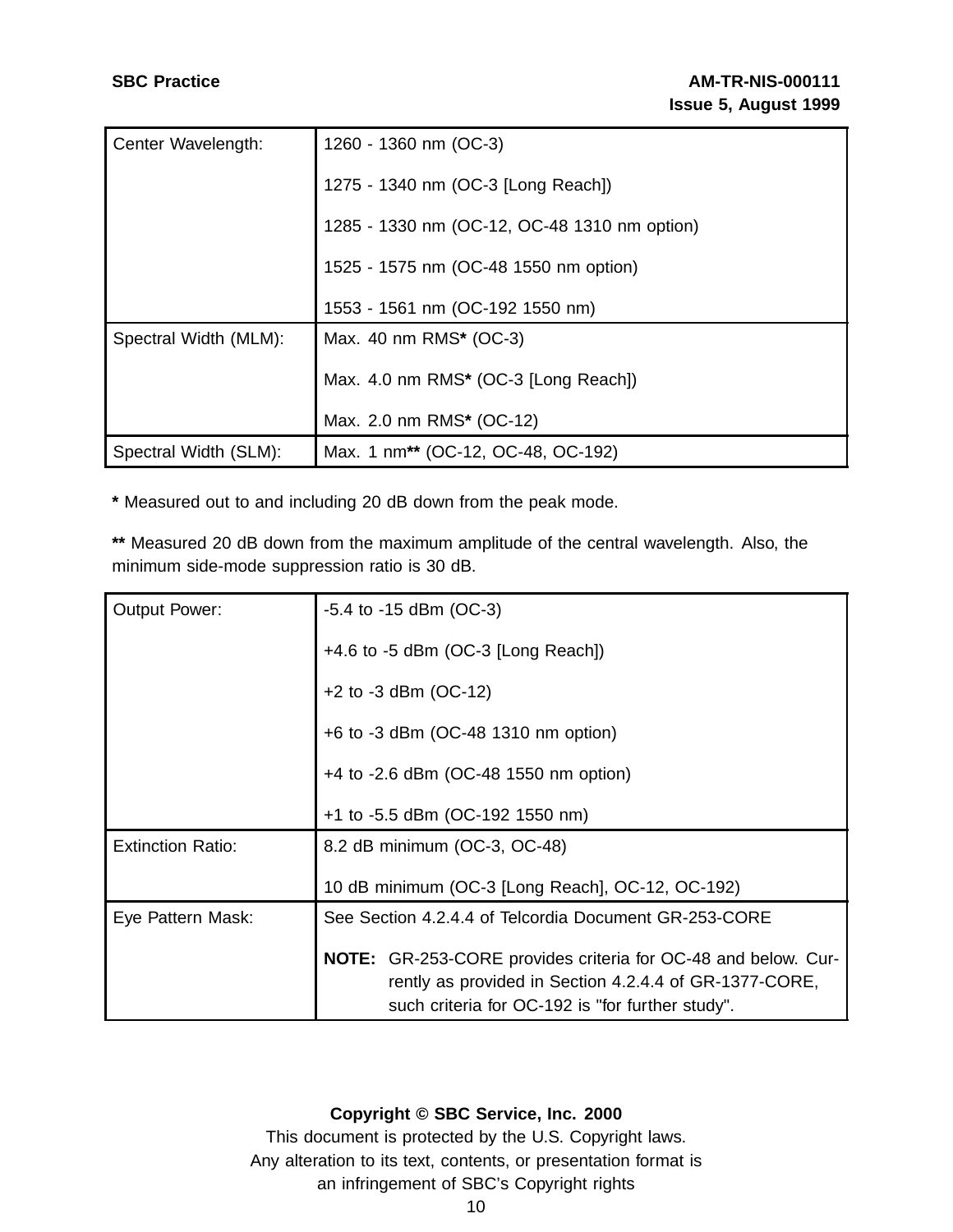| | |
|---|---|
| Center Wavelength: | 1260 - 1360 nm (OC-3)<br><br>1275 - 1340 nm (OC-3 [Long Reach])<br><br>1285 - 1330 nm (OC-12, OC-48 1310 nm option)<br><br>1525 - 1575 nm (OC-48 1550 nm option)<br><br>1553 - 1561 nm (OC-192 1550 nm) |
| Spectral Width (MLM): | Max. 40 nm RMS**\*** (OC-3)<br><br>Max. 4.0 nm RMS**\*** (OC-3 [Long Reach])<br><br>Max. 2.0 nm RMS**\*** (OC-12) |
| Spectral Width (SLM): | Max. 1 nm**\*\*** (OC-12, OC-48, OC-192) |

**\*** Measured out to and including 20 dB down from the peak mode.

**\*\*** Measured 20 dB down from the maximum amplitude of the central wavelength. Also, the minimum side-mode suppression ratio is 30 dB.

| | |
|---|---|
| Output Power: | -5.4 to -15 dBm (OC-3)<br><br>+4.6 to -5 dBm (OC-3 [Long Reach])<br><br>+2 to -3 dBm (OC-12)<br><br>+6 to -3 dBm (OC-48 1310 nm option)<br><br>+4 to -2.6 dBm (OC-48 1550 nm option)<br><br>+1 to -5.5 dBm (OC-192 1550 nm) |
| Extinction Ratio: | 8.2 dB minimum (OC-3, OC-48)<br><br>10 dB minimum (OC-3 [Long Reach], OC-12, OC-192) |
| Eye Pattern Mask: | See Section 4.2.4.4 of Telcordia Document GR-253-CORE<br><br>**NOTE:** GR-253-CORE provides criteria for OC-48 and below. Currently as provided in Section 4.2.4.4 of GR-1377-CORE, such criteria for OC-192 is "for further study". |

**Copyright © SBC Service, Inc. 2000**
This document is protected by the U.S. Copyright laws.
Any alteration to its text, contents, or presentation format is an infringement of SBC's Copyright rights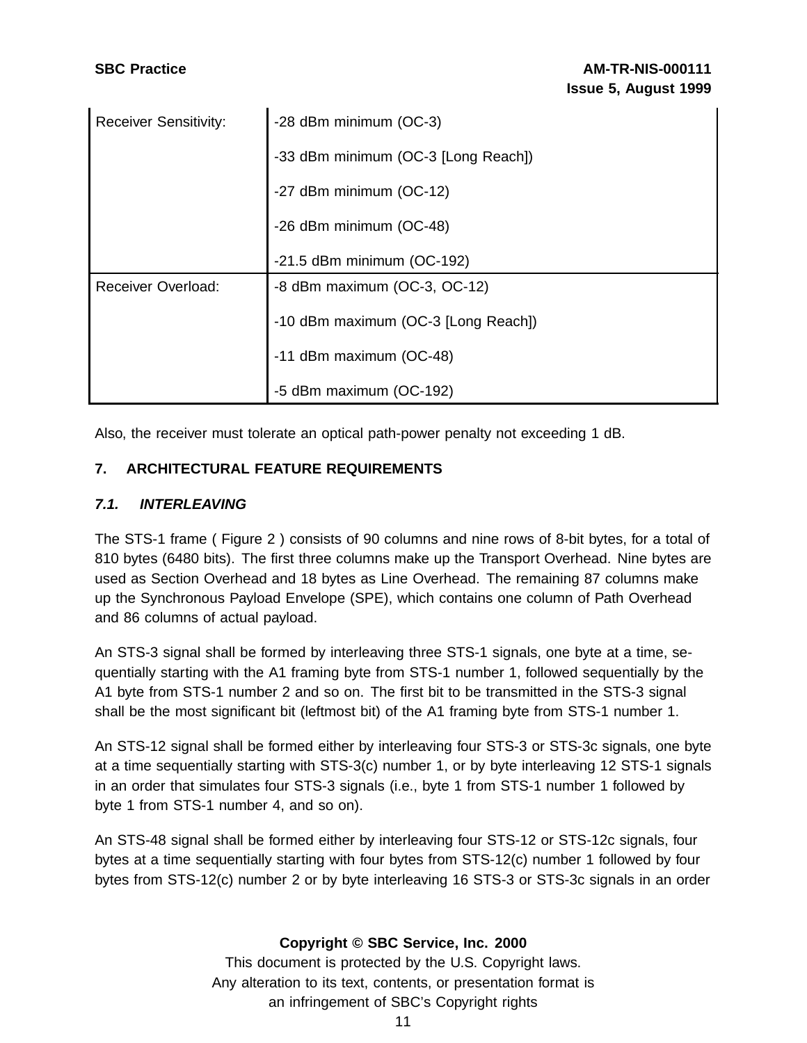| | |
|---|---|
| Receiver Sensitivity: | -28 dBm minimum (OC-3)<br><br>-33 dBm minimum (OC-3 [Long Reach])<br><br>-27 dBm minimum (OC-12)<br><br>-26 dBm minimum (OC-48)<br><br>-21.5 dBm minimum (OC-192) |
| Receiver Overload: | -8 dBm maximum (OC-3, OC-12)<br><br>-10 dBm maximum (OC-3 [Long Reach])<br><br>-11 dBm maximum (OC-48)<br><br>-5 dBm maximum (OC-192) |

Also, the receiver must tolerate an optical path-power penalty not exceeding 1 dB.

## 7. ARCHITECTURAL FEATURE REQUIREMENTS

### *7.1. INTERLEAVING*

The STS-1 frame ( Figure 2 ) consists of 90 columns and nine rows of 8-bit bytes, for a total of 810 bytes (6480 bits). The first three columns make up the Transport Overhead. Nine bytes are used as Section Overhead and 18 bytes as Line Overhead. The remaining 87 columns make up the Synchronous Payload Envelope (SPE), which contains one column of Path Overhead and 86 columns of actual payload.

An STS-3 signal shall be formed by interleaving three STS-1 signals, one byte at a time, sequentially starting with the A1 framing byte from STS-1 number 1, followed sequentially by the A1 byte from STS-1 number 2 and so on. The first bit to be transmitted in the STS-3 signal shall be the most significant bit (leftmost bit) of the A1 framing byte from STS-1 number 1.

An STS-12 signal shall be formed either by interleaving four STS-3 or STS-3c signals, one byte at a time sequentially starting with STS-3(c) number 1, or by byte interleaving 12 STS-1 signals in an order that simulates four STS-3 signals (i.e., byte 1 from STS-1 number 1 followed by byte 1 from STS-1 number 4, and so on).

An STS-48 signal shall be formed either by interleaving four STS-12 or STS-12c signals, four bytes at a time sequentially starting with four bytes from STS-12(c) number 1 followed by four bytes from STS-12(c) number 2 or by byte interleaving 16 STS-3 or STS-3c signals in an order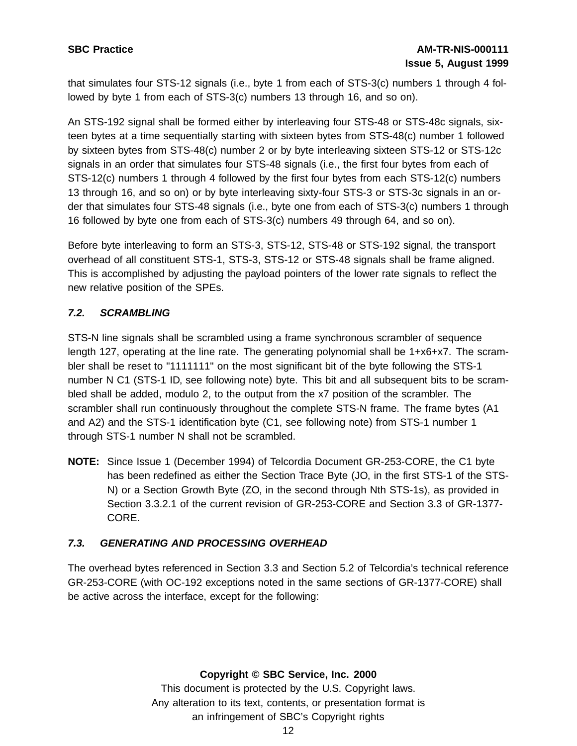that simulates four STS-12 signals (i.e., byte 1 from each of STS-3(c) numbers 1 through 4 followed by byte 1 from each of STS-3(c) numbers 13 through 16, and so on).

An STS-192 signal shall be formed either by interleaving four STS-48 or STS-48c signals, sixteen bytes at a time sequentially starting with sixteen bytes from STS-48(c) number 1 followed by sixteen bytes from STS-48(c) number 2 or by byte interleaving sixteen STS-12 or STS-12c signals in an order that simulates four STS-48 signals (i.e., the first four bytes from each of STS-12(c) numbers 1 through 4 followed by the first four bytes from each STS-12(c) numbers 13 through 16, and so on) or by byte interleaving sixty-four STS-3 or STS-3c signals in an order that simulates four STS-48 signals (i.e., byte one from each of STS-3(c) numbers 1 through 16 followed by byte one from each of STS-3(c) numbers 49 through 64, and so on).

Before byte interleaving to form an STS-3, STS-12, STS-48 or STS-192 signal, the transport overhead of all constituent STS-1, STS-3, STS-12 or STS-48 signals shall be frame aligned. This is accomplished by adjusting the payload pointers of the lower rate signals to reflect the new relative position of the SPEs.

### *7.2. SCRAMBLING*

STS-N line signals shall be scrambled using a frame synchronous scrambler of sequence length 127, operating at the line rate. The generating polynomial shall be 1+x6+x7. The scrambler shall be reset to "1111111" on the most significant bit of the byte following the STS-1 number N C1 (STS-1 ID, see following note) byte. This bit and all subsequent bits to be scrambled shall be added, modulo 2, to the output from the x7 position of the scrambler. The scrambler shall run continuously throughout the complete STS-N frame. The frame bytes (A1 and A2) and the STS-1 identification byte (C1, see following note) from STS-1 number 1 through STS-1 number N shall not be scrambled.

**NOTE:** Since Issue 1 (December 1994) of Telcordia Document GR-253-CORE, the C1 byte has been redefined as either the Section Trace Byte (JO, in the first STS-1 of the STS-N) or a Section Growth Byte (ZO, in the second through Nth STS-1s), as provided in Section 3.3.2.1 of the current revision of GR-253-CORE and Section 3.3 of GR-1377-CORE.

### *7.3. GENERATING AND PROCESSING OVERHEAD*

The overhead bytes referenced in Section 3.3 and Section 5.2 of Telcordia's technical reference GR-253-CORE (with OC-192 exceptions noted in the same sections of GR-1377-CORE) shall be active across the interface, except for the following: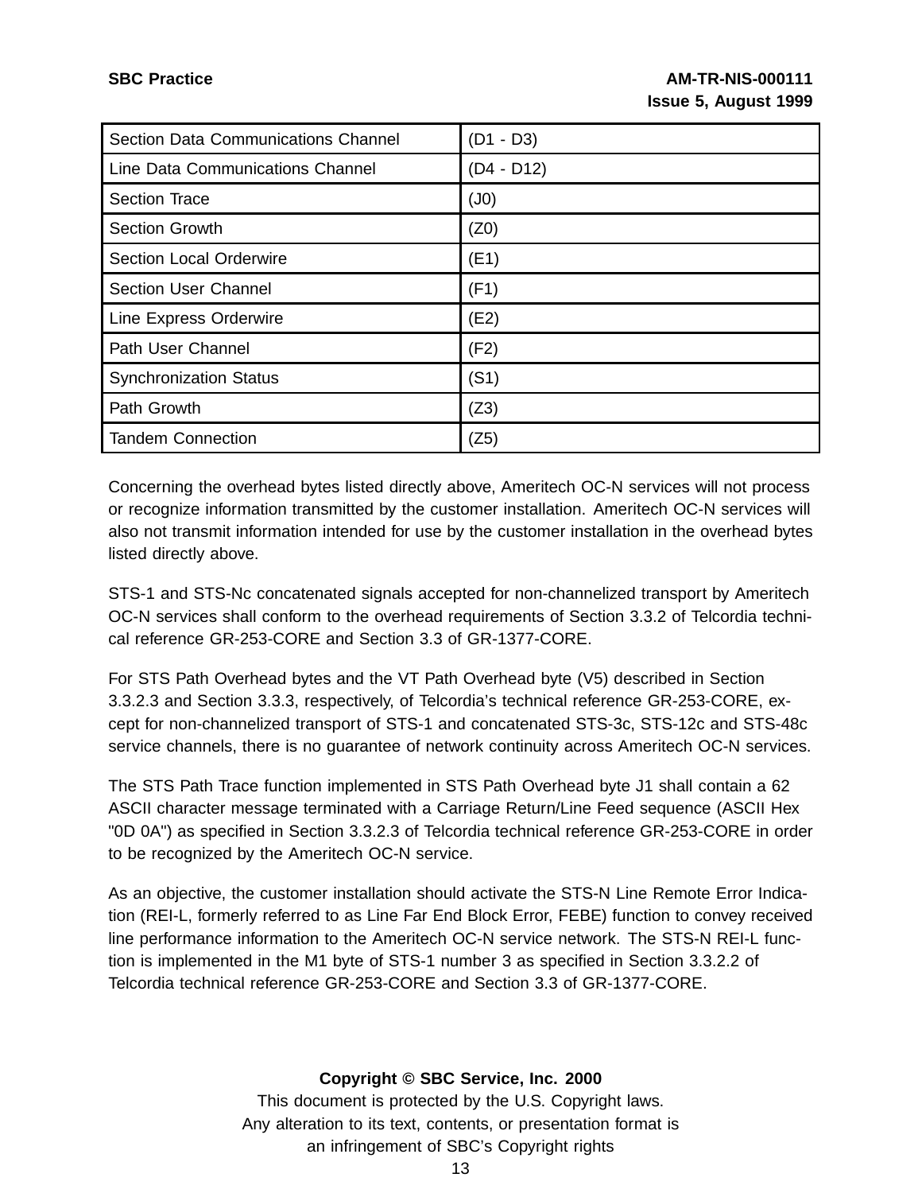| Section Data Communications Channel | (D1 - D3) |
|---|---|
| Line Data Communications Channel | (D4 - D12) |
| Section Trace | (J0) |
| Section Growth | (Z0) |
| Section Local Orderwire | (E1) |
| Section User Channel | (F1) |
| Line Express Orderwire | (E2) |
| Path User Channel | (F2) |
| Synchronization Status | (S1) |
| Path Growth | (Z3) |
| Tandem Connection | (Z5) |

Concerning the overhead bytes listed directly above, Ameritech OC-N services will not process or recognize information transmitted by the customer installation. Ameritech OC-N services will also not transmit information intended for use by the customer installation in the overhead bytes listed directly above.

STS-1 and STS-Nc concatenated signals accepted for non-channelized transport by Ameritech OC-N services shall conform to the overhead requirements of Section 3.3.2 of Telcordia technical reference GR-253-CORE and Section 3.3 of GR-1377-CORE.

For STS Path Overhead bytes and the VT Path Overhead byte (V5) described in Section 3.3.2.3 and Section 3.3.3, respectively, of Telcordia's technical reference GR-253-CORE, except for non-channelized transport of STS-1 and concatenated STS-3c, STS-12c and STS-48c service channels, there is no guarantee of network continuity across Ameritech OC-N services.

The STS Path Trace function implemented in STS Path Overhead byte J1 shall contain a 62 ASCII character message terminated with a Carriage Return/Line Feed sequence (ASCII Hex "0D 0A") as specified in Section 3.3.2.3 of Telcordia technical reference GR-253-CORE in order to be recognized by the Ameritech OC-N service.

As an objective, the customer installation should activate the STS-N Line Remote Error Indication (REI-L, formerly referred to as Line Far End Block Error, FEBE) function to convey received line performance information to the Ameritech OC-N service network. The STS-N REI-L function is implemented in the M1 byte of STS-1 number 3 as specified in Section 3.3.2.2 of Telcordia technical reference GR-253-CORE and Section 3.3 of GR-1377-CORE.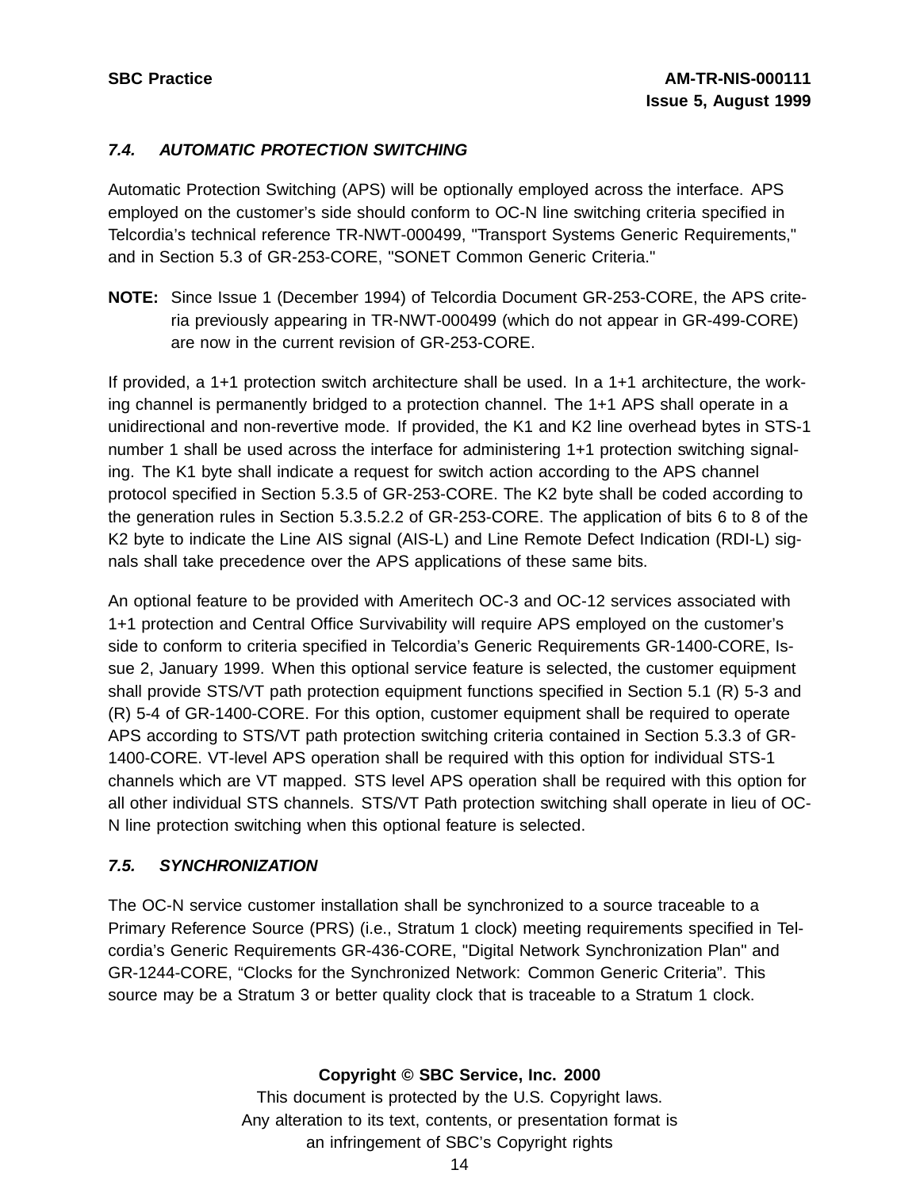### *7.4. AUTOMATIC PROTECTION SWITCHING*

Automatic Protection Switching (APS) will be optionally employed across the interface. APS employed on the customer's side should conform to OC-N line switching criteria specified in Telcordia's technical reference TR-NWT-000499, "Transport Systems Generic Requirements," and in Section 5.3 of GR-253-CORE, "SONET Common Generic Criteria."

**NOTE:** Since Issue 1 (December 1994) of Telcordia Document GR-253-CORE, the APS criteria previously appearing in TR-NWT-000499 (which do not appear in GR-499-CORE) are now in the current revision of GR-253-CORE.

If provided, a 1+1 protection switch architecture shall be used. In a 1+1 architecture, the working channel is permanently bridged to a protection channel. The 1+1 APS shall operate in a unidirectional and non-revertive mode. If provided, the K1 and K2 line overhead bytes in STS-1 number 1 shall be used across the interface for administering 1+1 protection switching signaling. The K1 byte shall indicate a request for switch action according to the APS channel protocol specified in Section 5.3.5 of GR-253-CORE. The K2 byte shall be coded according to the generation rules in Section 5.3.5.2.2 of GR-253-CORE. The application of bits 6 to 8 of the K2 byte to indicate the Line AIS signal (AIS-L) and Line Remote Defect Indication (RDI-L) signals shall take precedence over the APS applications of these same bits.

An optional feature to be provided with Ameritech OC-3 and OC-12 services associated with 1+1 protection and Central Office Survivability will require APS employed on the customer's side to conform to criteria specified in Telcordia's Generic Requirements GR-1400-CORE, Issue 2, January 1999. When this optional service feature is selected, the customer equipment shall provide STS/VT path protection equipment functions specified in Section 5.1 (R) 5-3 and (R) 5-4 of GR-1400-CORE. For this option, customer equipment shall be required to operate APS according to STS/VT path protection switching criteria contained in Section 5.3.3 of GR-1400-CORE. VT-level APS operation shall be required with this option for individual STS-1 channels which are VT mapped. STS level APS operation shall be required with this option for all other individual STS channels. STS/VT Path protection switching shall operate in lieu of OC-N line protection switching when this optional feature is selected.

### *7.5. SYNCHRONIZATION*

The OC-N service customer installation shall be synchronized to a source traceable to a Primary Reference Source (PRS) (i.e., Stratum 1 clock) meeting requirements specified in Telcordia's Generic Requirements GR-436-CORE, "Digital Network Synchronization Plan" and GR-1244-CORE, "Clocks for the Synchronized Network: Common Generic Criteria". This source may be a Stratum 3 or better quality clock that is traceable to a Stratum 1 clock.

**Copyright © SBC Service, Inc. 2000**
This document is protected by the U.S. Copyright laws.
Any alteration to its text, contents, or presentation format is
an infringement of SBC's Copyright rights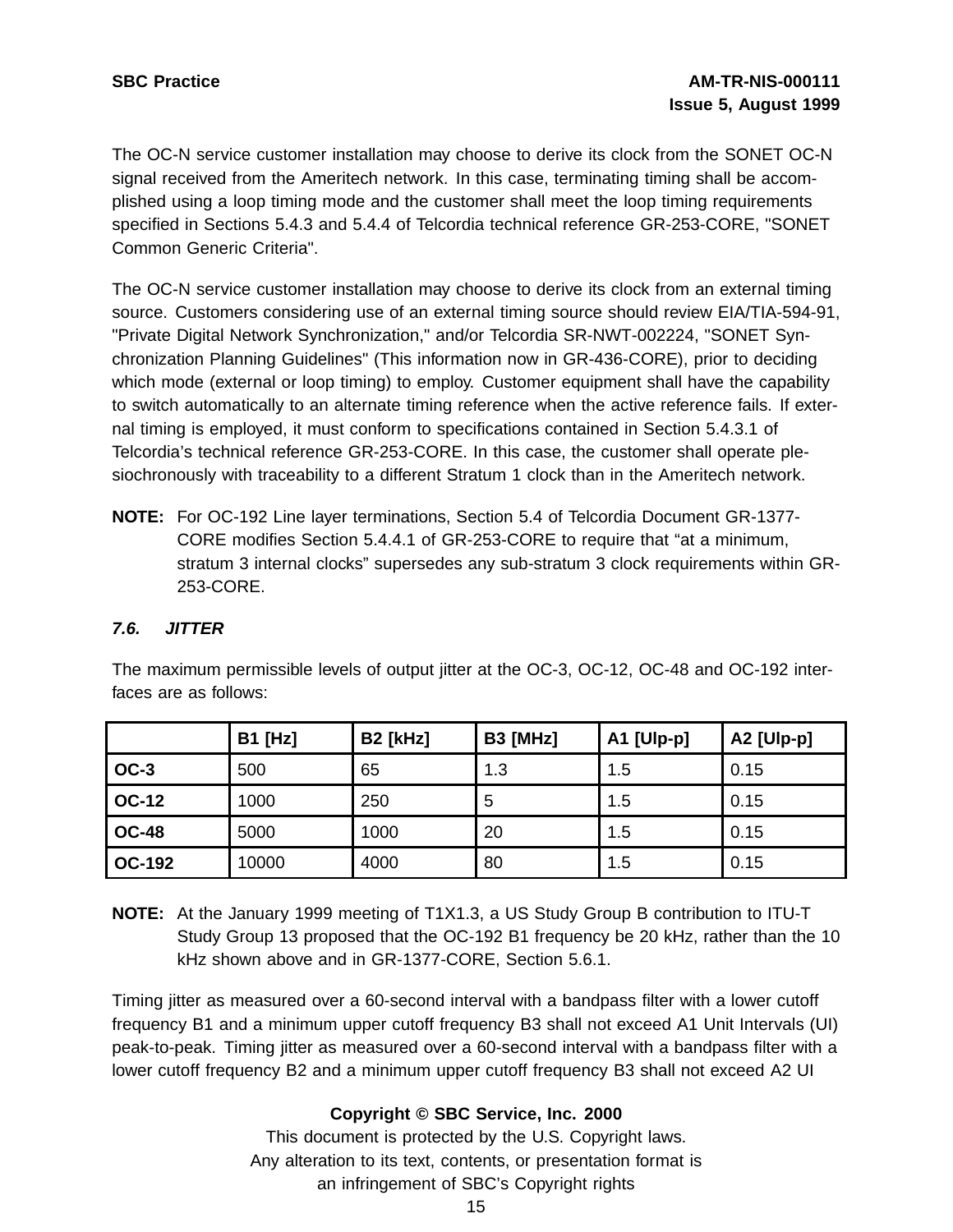The OC-N service customer installation may choose to derive its clock from the SONET OC-N signal received from the Ameritech network. In this case, terminating timing shall be accomplished using a loop timing mode and the customer shall meet the loop timing requirements specified in Sections 5.4.3 and 5.4.4 of Telcordia technical reference GR-253-CORE, "SONET Common Generic Criteria".

The OC-N service customer installation may choose to derive its clock from an external timing source. Customers considering use of an external timing source should review EIA/TIA-594-91, "Private Digital Network Synchronization," and/or Telcordia SR-NWT-002224, "SONET Synchronization Planning Guidelines" (This information now in GR-436-CORE), prior to deciding which mode (external or loop timing) to employ. Customer equipment shall have the capability to switch automatically to an alternate timing reference when the active reference fails. If external timing is employed, it must conform to specifications contained in Section 5.4.3.1 of Telcordia's technical reference GR-253-CORE. In this case, the customer shall operate plesiochronously with traceability to a different Stratum 1 clock than in the Ameritech network.

**NOTE:** For OC-192 Line layer terminations, Section 5.4 of Telcordia Document GR-1377-CORE modifies Section 5.4.4.1 of GR-253-CORE to require that "at a minimum, stratum 3 internal clocks" supersedes any sub-stratum 3 clock requirements within GR-253-CORE.

### *7.6. JITTER*

The maximum permissible levels of output jitter at the OC-3, OC-12, OC-48 and OC-192 interfaces are as follows:

| | B1 [Hz] | B2 [kHz] | B3 [MHz] | A1 [UIp-p] | A2 [UIp-p] |
|---|---|---|---|---|---|
| **OC-3** | 500 | 65 | 1.3 | 1.5 | 0.15 |
| **OC-12** | 1000 | 250 | 5 | 1.5 | 0.15 |
| **OC-48** | 5000 | 1000 | 20 | 1.5 | 0.15 |
| **OC-192** | 10000 | 4000 | 80 | 1.5 | 0.15 |

**NOTE:** At the January 1999 meeting of T1X1.3, a US Study Group B contribution to ITU-T Study Group 13 proposed that the OC-192 B1 frequency be 20 kHz, rather than the 10 kHz shown above and in GR-1377-CORE, Section 5.6.1.

Timing jitter as measured over a 60-second interval with a bandpass filter with a lower cutoff frequency B1 and a minimum upper cutoff frequency B3 shall not exceed A1 Unit Intervals (UI) peak-to-peak. Timing jitter as measured over a 60-second interval with a bandpass filter with a lower cutoff frequency B2 and a minimum upper cutoff frequency B3 shall not exceed A2 UI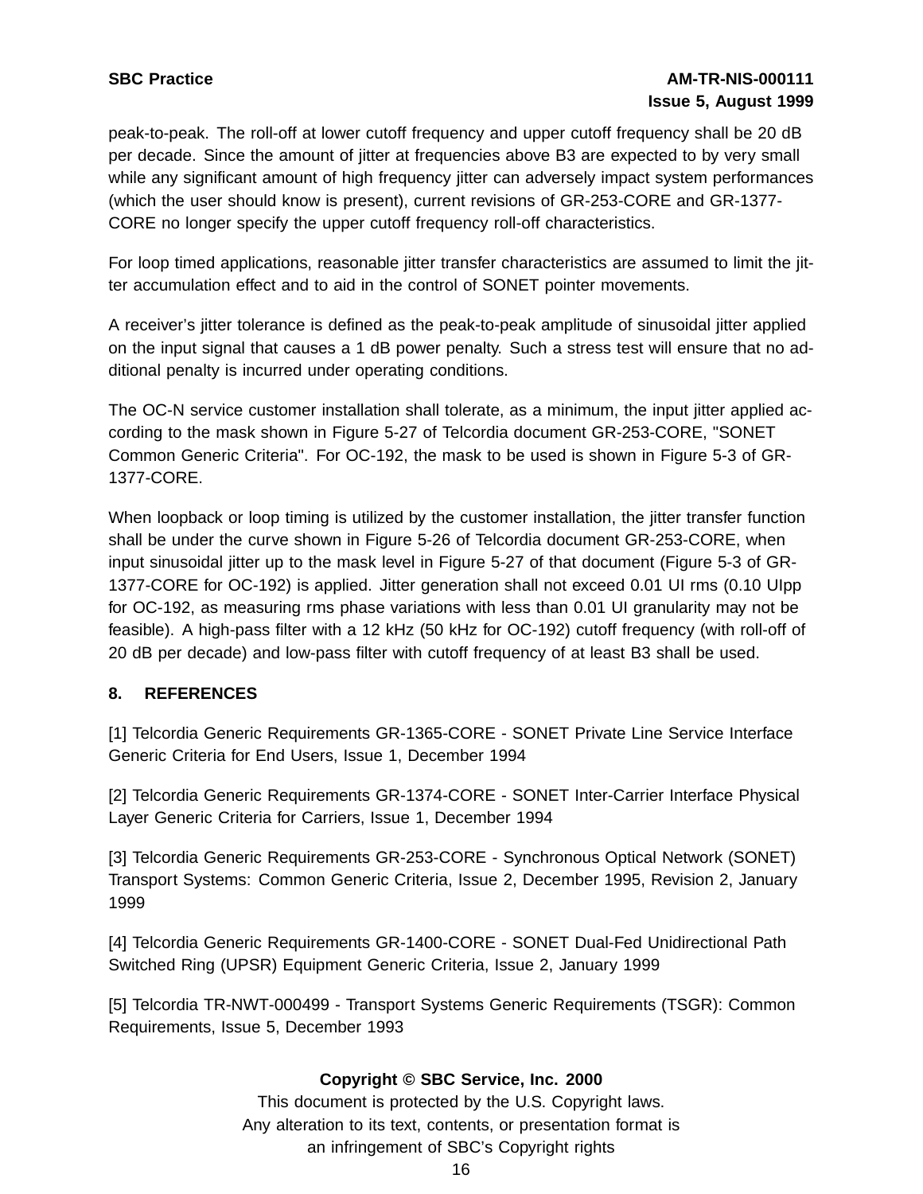peak-to-peak. The roll-off at lower cutoff frequency and upper cutoff frequency shall be 20 dB per decade. Since the amount of jitter at frequencies above B3 are expected to by very small while any significant amount of high frequency jitter can adversely impact system performances (which the user should know is present), current revisions of GR-253-CORE and GR-1377-CORE no longer specify the upper cutoff frequency roll-off characteristics.

For loop timed applications, reasonable jitter transfer characteristics are assumed to limit the jitter accumulation effect and to aid in the control of SONET pointer movements.

A receiver's jitter tolerance is defined as the peak-to-peak amplitude of sinusoidal jitter applied on the input signal that causes a 1 dB power penalty. Such a stress test will ensure that no additional penalty is incurred under operating conditions.

The OC-N service customer installation shall tolerate, as a minimum, the input jitter applied according to the mask shown in Figure 5-27 of Telcordia document GR-253-CORE, "SONET Common Generic Criteria". For OC-192, the mask to be used is shown in Figure 5-3 of GR-1377-CORE.

When loopback or loop timing is utilized by the customer installation, the jitter transfer function shall be under the curve shown in Figure 5-26 of Telcordia document GR-253-CORE, when input sinusoidal jitter up to the mask level in Figure 5-27 of that document (Figure 5-3 of GR-1377-CORE for OC-192) is applied. Jitter generation shall not exceed 0.01 UI rms (0.10 UIpp for OC-192, as measuring rms phase variations with less than 0.01 UI granularity may not be feasible). A high-pass filter with a 12 kHz (50 kHz for OC-192) cutoff frequency (with roll-off of 20 dB per decade) and low-pass filter with cutoff frequency of at least B3 shall be used.

## 8. REFERENCES

[1] Telcordia Generic Requirements GR-1365-CORE - SONET Private Line Service Interface Generic Criteria for End Users, Issue 1, December 1994

[2] Telcordia Generic Requirements GR-1374-CORE - SONET Inter-Carrier Interface Physical Layer Generic Criteria for Carriers, Issue 1, December 1994

[3] Telcordia Generic Requirements GR-253-CORE - Synchronous Optical Network (SONET) Transport Systems: Common Generic Criteria, Issue 2, December 1995, Revision 2, January 1999

[4] Telcordia Generic Requirements GR-1400-CORE - SONET Dual-Fed Unidirectional Path Switched Ring (UPSR) Equipment Generic Criteria, Issue 2, January 1999

[5] Telcordia TR-NWT-000499 - Transport Systems Generic Requirements (TSGR): Common Requirements, Issue 5, December 1993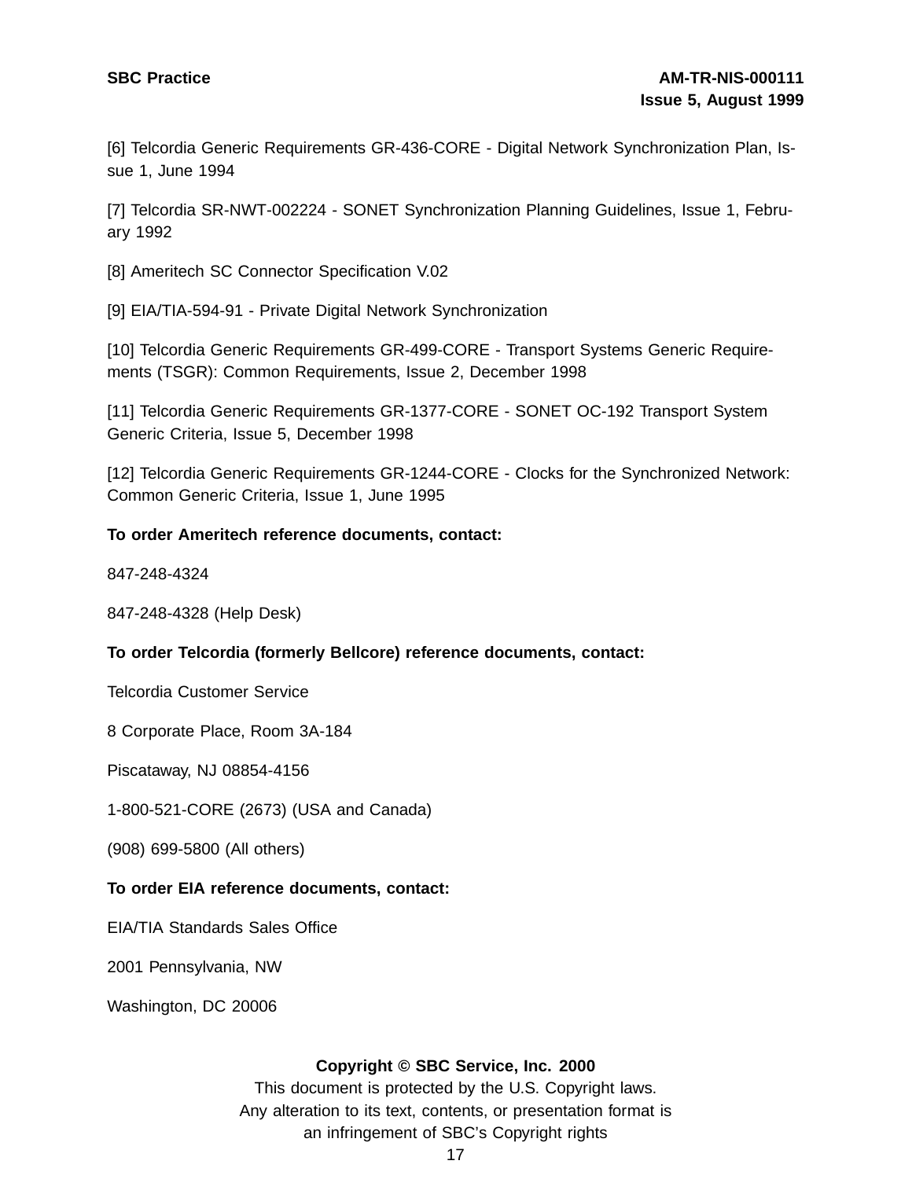[6] Telcordia Generic Requirements GR-436-CORE - Digital Network Synchronization Plan, Issue 1, June 1994

[7] Telcordia SR-NWT-002224 - SONET Synchronization Planning Guidelines, Issue 1, February 1992

[8] Ameritech SC Connector Specification V.02

[9] EIA/TIA-594-91 - Private Digital Network Synchronization

[10] Telcordia Generic Requirements GR-499-CORE - Transport Systems Generic Requirements (TSGR): Common Requirements, Issue 2, December 1998

[11] Telcordia Generic Requirements GR-1377-CORE - SONET OC-192 Transport System Generic Criteria, Issue 5, December 1998

[12] Telcordia Generic Requirements GR-1244-CORE - Clocks for the Synchronized Network: Common Generic Criteria, Issue 1, June 1995

**To order Ameritech reference documents, contact:**

847-248-4324

847-248-4328 (Help Desk)

**To order Telcordia (formerly Bellcore) reference documents, contact:**

Telcordia Customer Service

8 Corporate Place, Room 3A-184

Piscataway, NJ 08854-4156

1-800-521-CORE (2673) (USA and Canada)

(908) 699-5800 (All others)

**To order EIA reference documents, contact:**

EIA/TIA Standards Sales Office

2001 Pennsylvania, NW

Washington, DC 20006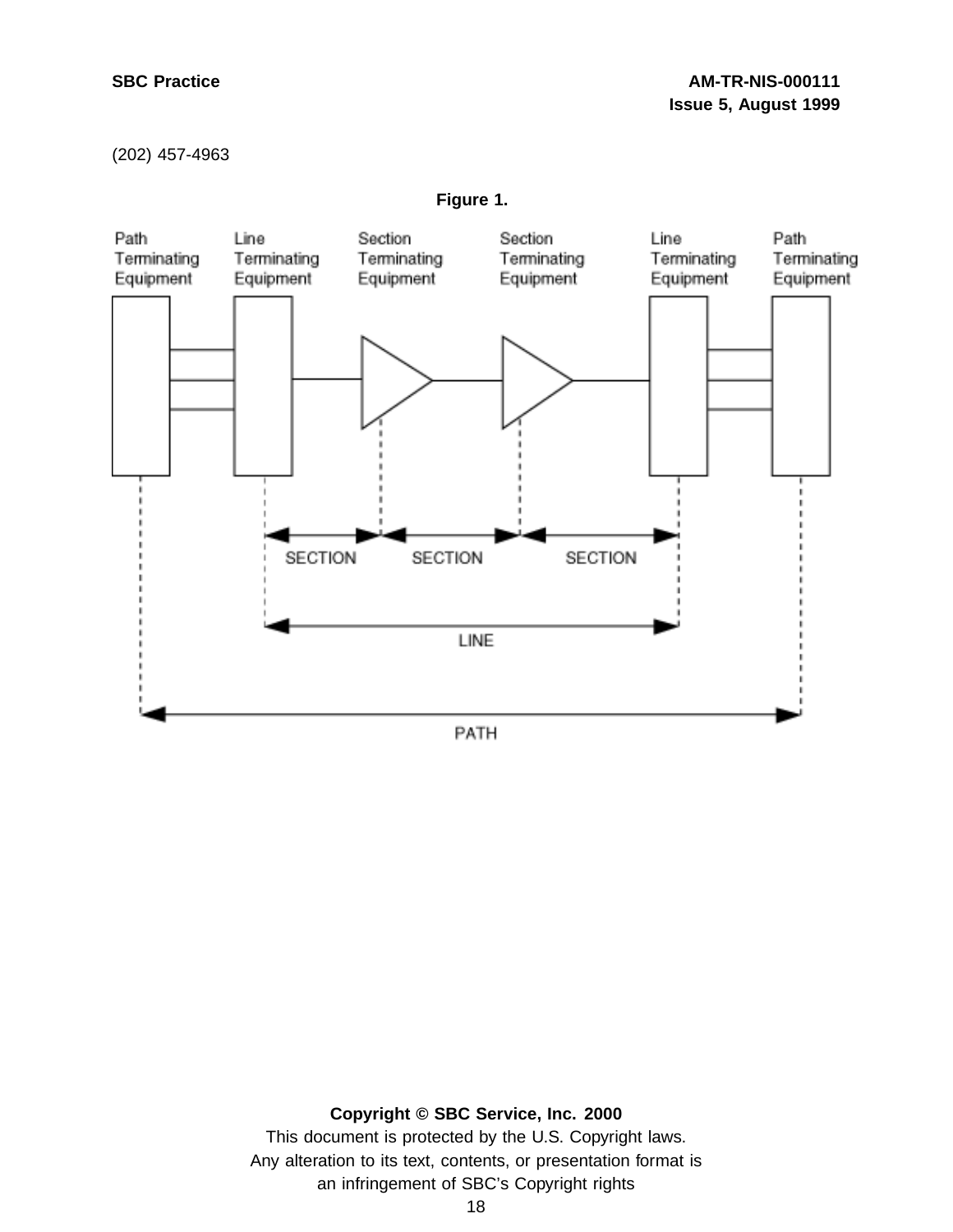(202) 457-4963

**Figure 1.**

Path Terminating Equipment | Line Terminating Equipment | Section Terminating Equipment | Section Terminating Equipment | Line Terminating Equipment | Path Terminating Equipment

SECTION SECTION SECTION

LINE

PATH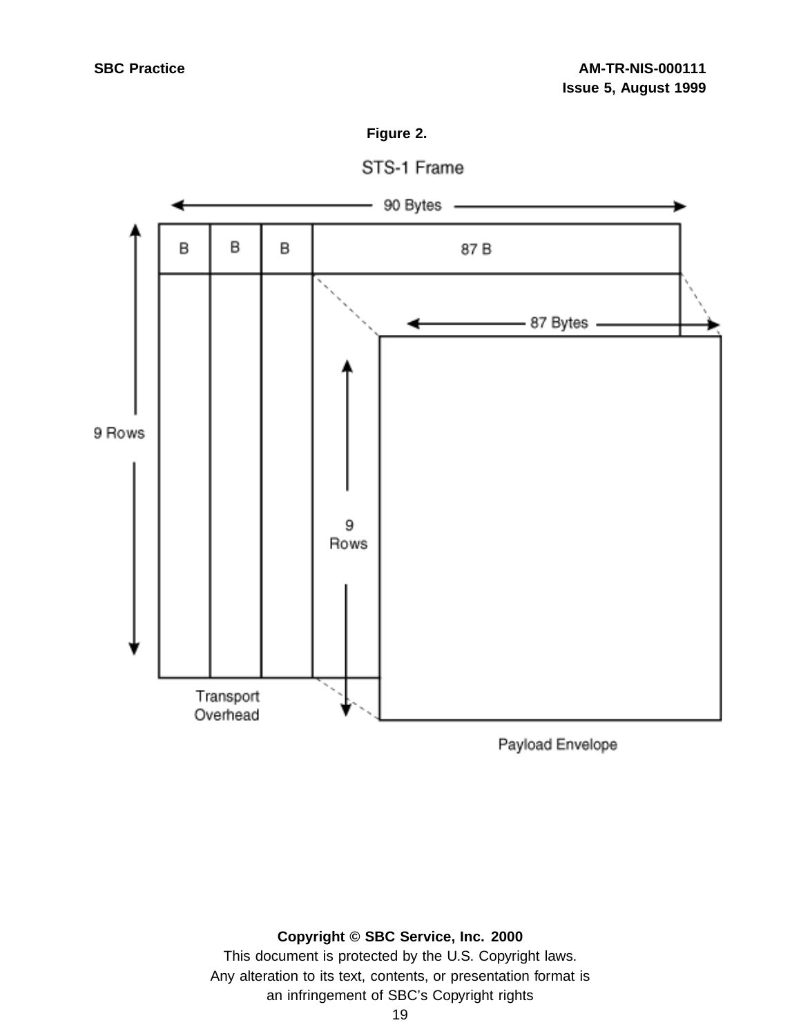**Figure 2.**

STS-1 Frame

90 Bytes

| B | B | B | 87 B |
|---|---|---|---|

9 Rows

87 Bytes

9 Rows

Transport Overhead

Payload Envelope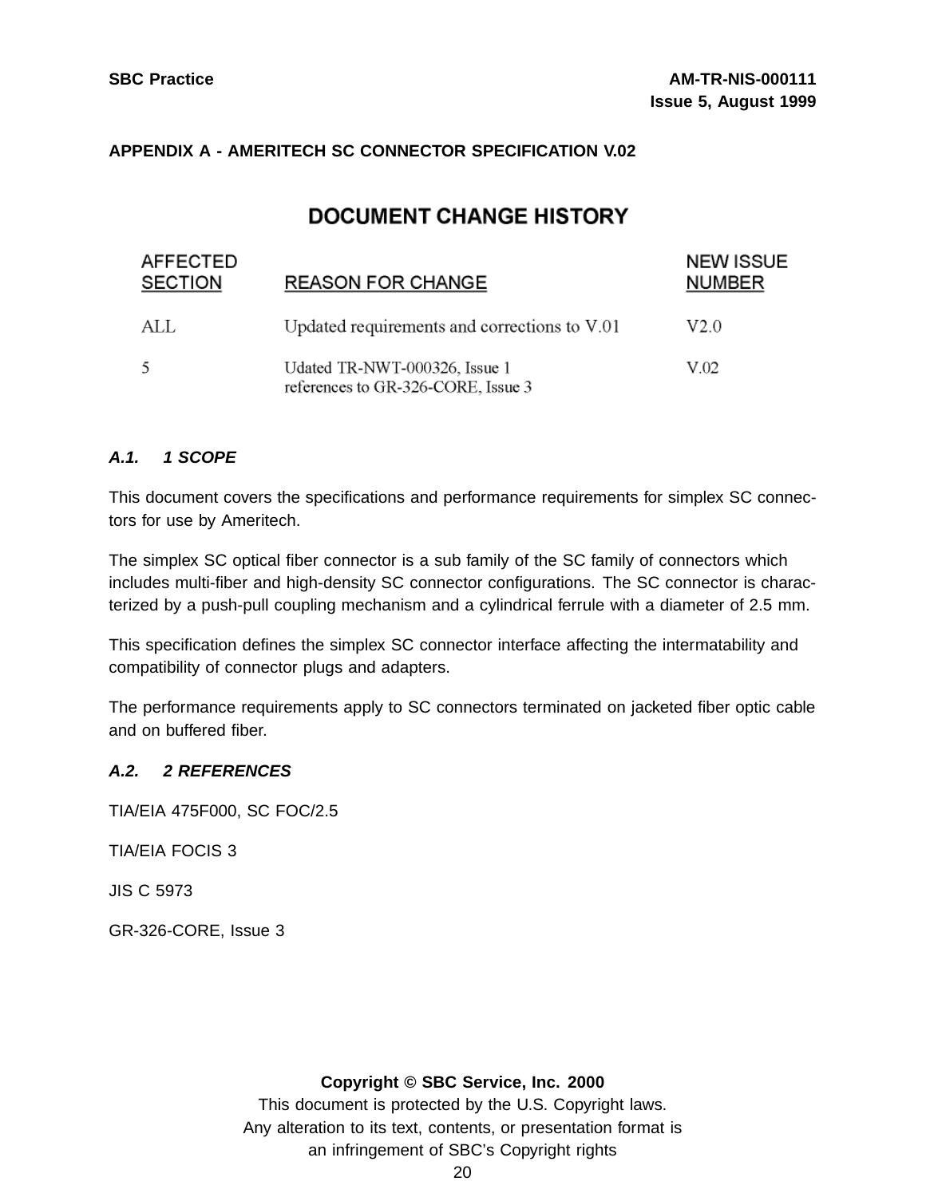## APPENDIX A - AMERITECH SC CONNECTOR SPECIFICATION V.02

### DOCUMENT CHANGE HISTORY

| AFFECTED SECTION | REASON FOR CHANGE | NEW ISSUE NUMBER |
|---|---|---|
| ALL | Updated requirements and corrections to V.01 | V2.0 |
| 5 | Udated TR-NWT-000326, Issue 1 references to GR-326-CORE, Issue 3 | V.02 |

### *A.1. 1 SCOPE*

This document covers the specifications and performance requirements for simplex SC connectors for use by Ameritech.

The simplex SC optical fiber connector is a sub family of the SC family of connectors which includes multi-fiber and high-density SC connector configurations. The SC connector is characterized by a push-pull coupling mechanism and a cylindrical ferrule with a diameter of 2.5 mm.

This specification defines the simplex SC connector interface affecting the intermatability and compatibility of connector plugs and adapters.

The performance requirements apply to SC connectors terminated on jacketed fiber optic cable and on buffered fiber.

### *A.2. 2 REFERENCES*

TIA/EIA 475F000, SC FOC/2.5

TIA/EIA FOCIS 3

JIS C 5973

GR-326-CORE, Issue 3

**Copyright © SBC Service, Inc. 2000**

This document is protected by the U.S. Copyright laws.
Any alteration to its text, contents, or presentation format is an infringement of SBC's Copyright rights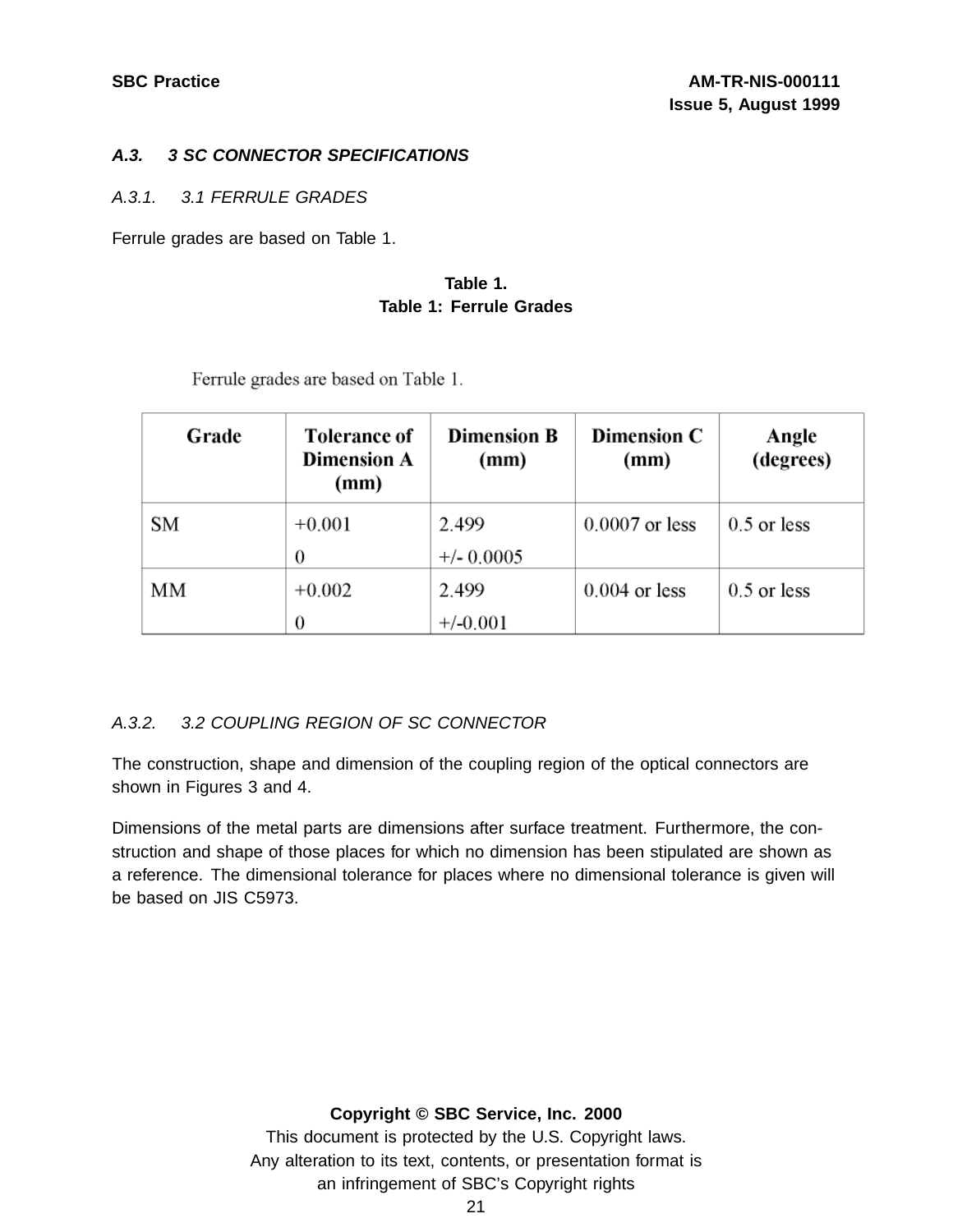### A.3. 3 SC CONNECTOR SPECIFICATIONS

#### A.3.1. 3.1 FERRULE GRADES

Ferrule grades are based on Table 1.

**Table 1.**
**Table 1: Ferrule Grades**

Ferrule grades are based on Table 1.

| Grade | Tolerance of Dimension A (mm) | Dimension B (mm) | Dimension C (mm) | Angle (degrees) |
|---|---|---|---|---|
| SM | +0.001<br>0 | 2.499<br>+/- 0.0005 | 0.0007 or less | 0.5 or less |
| MM | +0.002<br>0 | 2.499<br>+/-0.001 | 0.004 or less | 0.5 or less |

#### A.3.2. 3.2 COUPLING REGION OF SC CONNECTOR

The construction, shape and dimension of the coupling region of the optical connectors are shown in Figures 3 and 4.

Dimensions of the metal parts are dimensions after surface treatment. Furthermore, the construction and shape of those places for which no dimension has been stipulated are shown as a reference. The dimensional tolerance for places where no dimensional tolerance is given will be based on JIS C5973.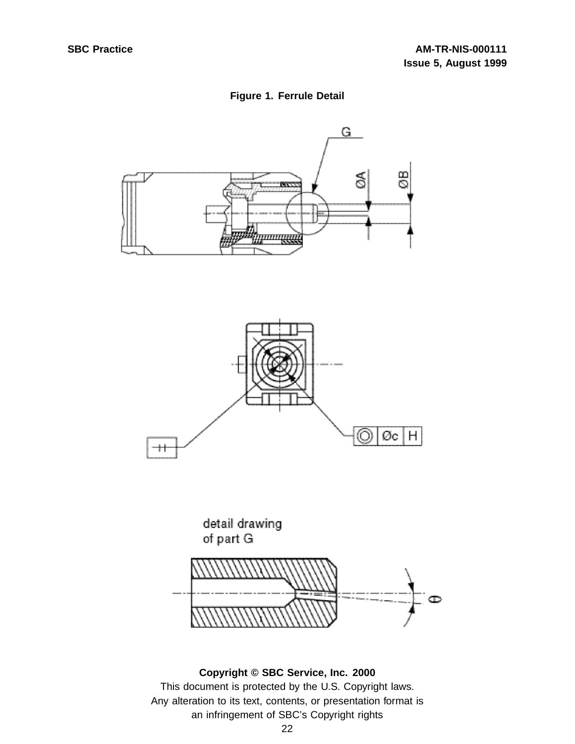**Figure 1. Ferrule Detail**

**Copyright © SBC Service, Inc. 2000**

This document is protected by the U.S. Copyright laws.
Any alteration to its text, contents, or presentation format is
an infringement of SBC's Copyright rights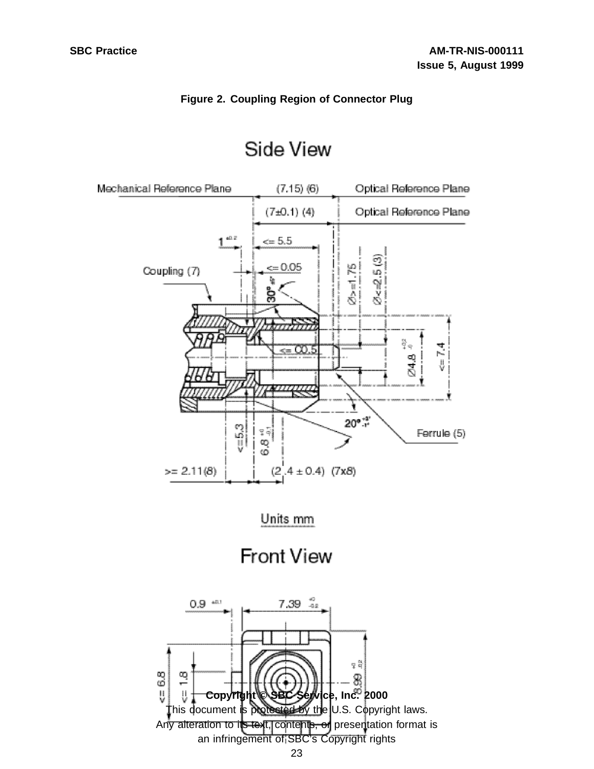**Figure 2. Coupling Region of Connector Plug**

Side View

Mechanical Reference Plane (7.15) (6) Optical Reference Plane

(7±0.1) (4) Optical Reference Plane

$1^{\pm 0.2}$ <= 5.5

Coupling (7) <= 0.05

$30°$ Ø>=1.75 Ø<=2.5 (3)

<= C0.5 Ø4.8 $^{+0.2}_{-0}$ <= 7.4

$20°^{+3°}_{-1°}$ Ferrule (5)

<=5.3 6.8 $^{+0}_{-0.1}$

>= 2.11(8) (2.4 ± 0.4) (7x8)

Units mm

Front View

0.9 $^{\pm 0.1}$ 7.39 $^{+0}_{-0.2}$

<= 6.8 <= 1.8 8.99 $^{+0}_{-0.2}$

**Copyright © SBC Service, Inc. 2000**

This document is protected by the U.S. Copyright laws.

Any alteration to its text, contents, or presentation format is an infringement of SBC's Copyright rights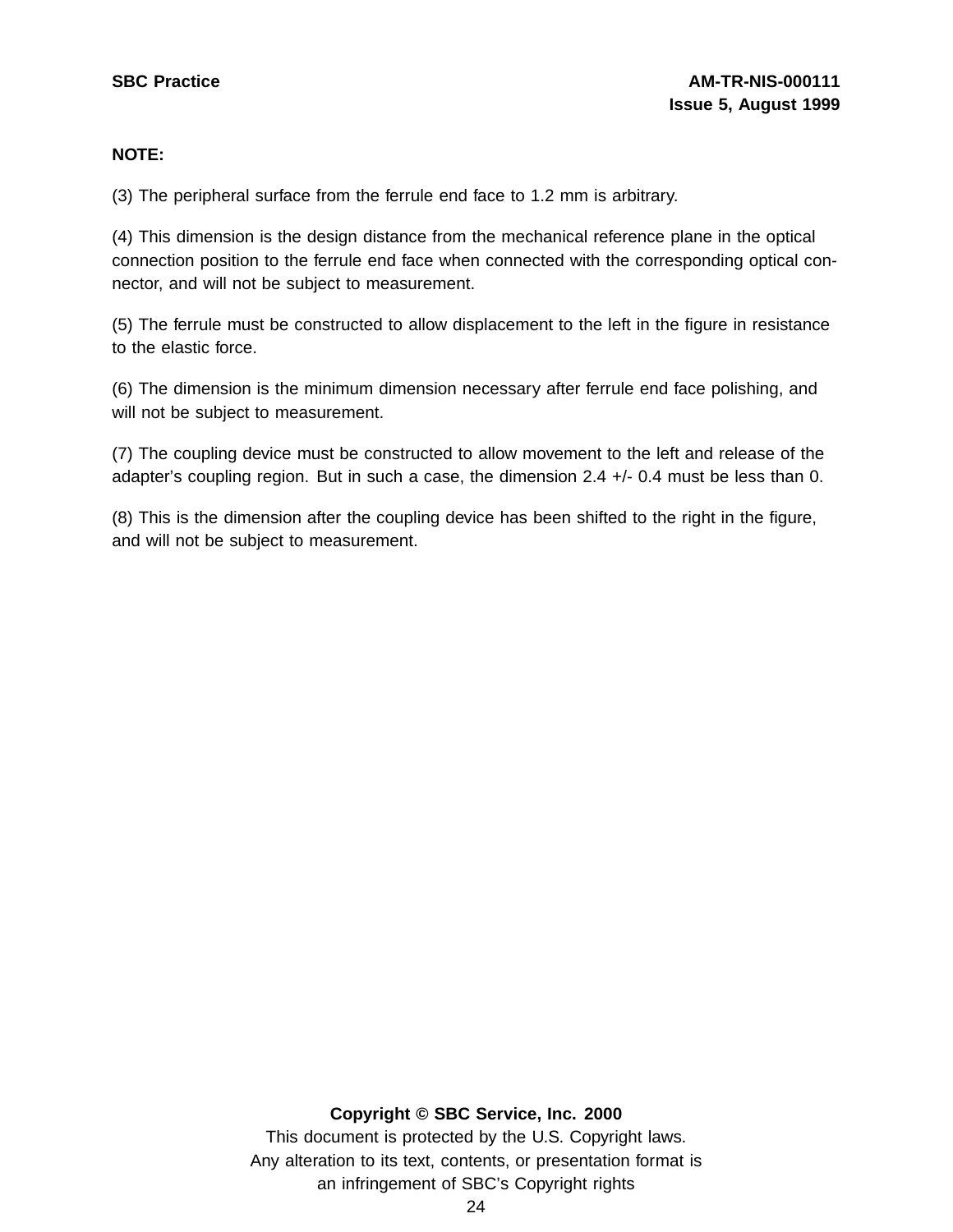**NOTE:**

(3) The peripheral surface from the ferrule end face to 1.2 mm is arbitrary.

(4) This dimension is the design distance from the mechanical reference plane in the optical connection position to the ferrule end face when connected with the corresponding optical connector, and will not be subject to measurement.

(5) The ferrule must be constructed to allow displacement to the left in the figure in resistance to the elastic force.

(6) The dimension is the minimum dimension necessary after ferrule end face polishing, and will not be subject to measurement.

(7) The coupling device must be constructed to allow movement to the left and release of the adapter's coupling region. But in such a case, the dimension 2.4 +/- 0.4 must be less than 0.

(8) This is the dimension after the coupling device has been shifted to the right in the figure, and will not be subject to measurement.

**Copyright © SBC Service, Inc. 2000**
This document is protected by the U.S. Copyright laws.
Any alteration to its text, contents, or presentation format is an infringement of SBC's Copyright rights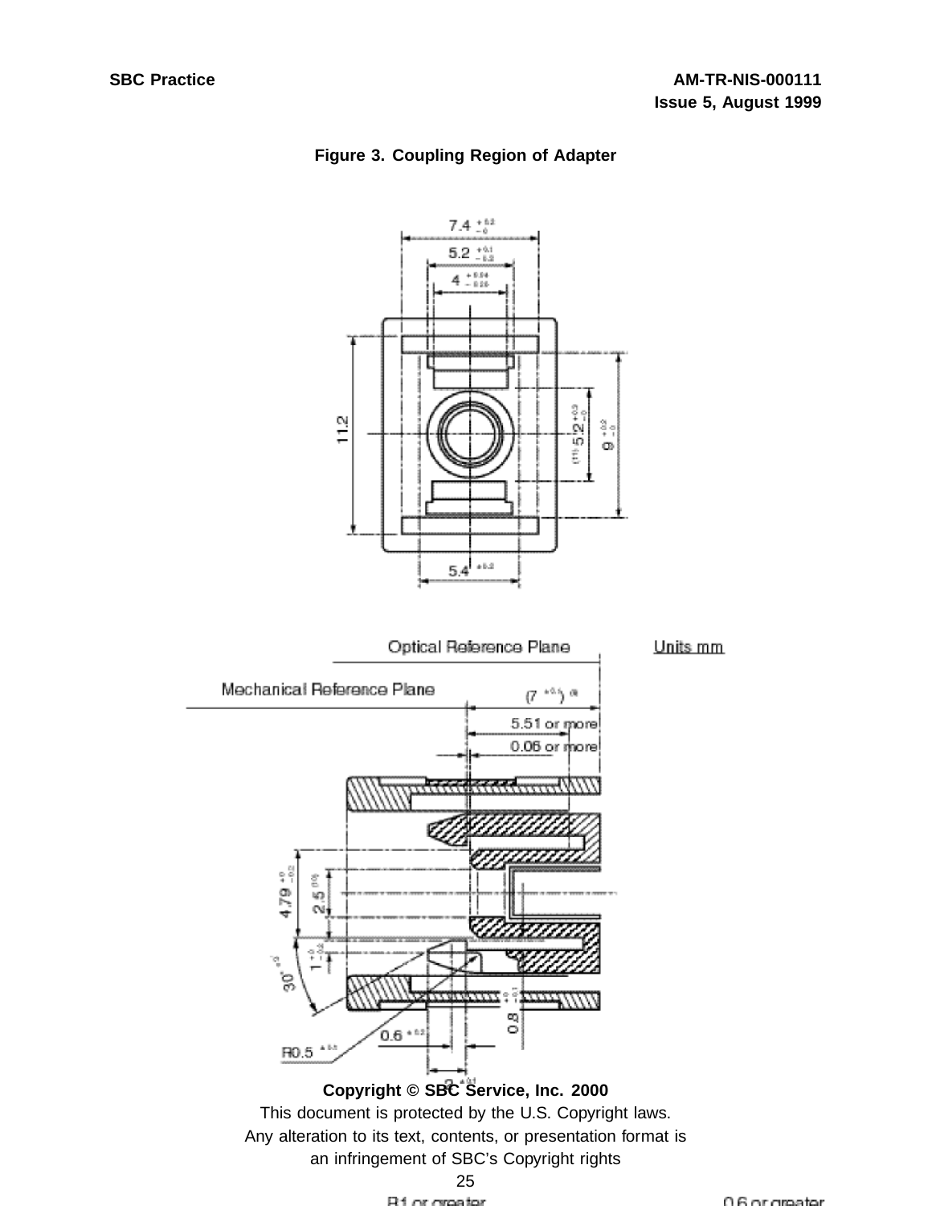**Figure 3. Coupling Region of Adapter**

**Copyright © SBC Service, Inc. 2000**

This document is protected by the U.S. Copyright laws.

Any alteration to its text, contents, or presentation format is an infringement of SBC's Copyright rights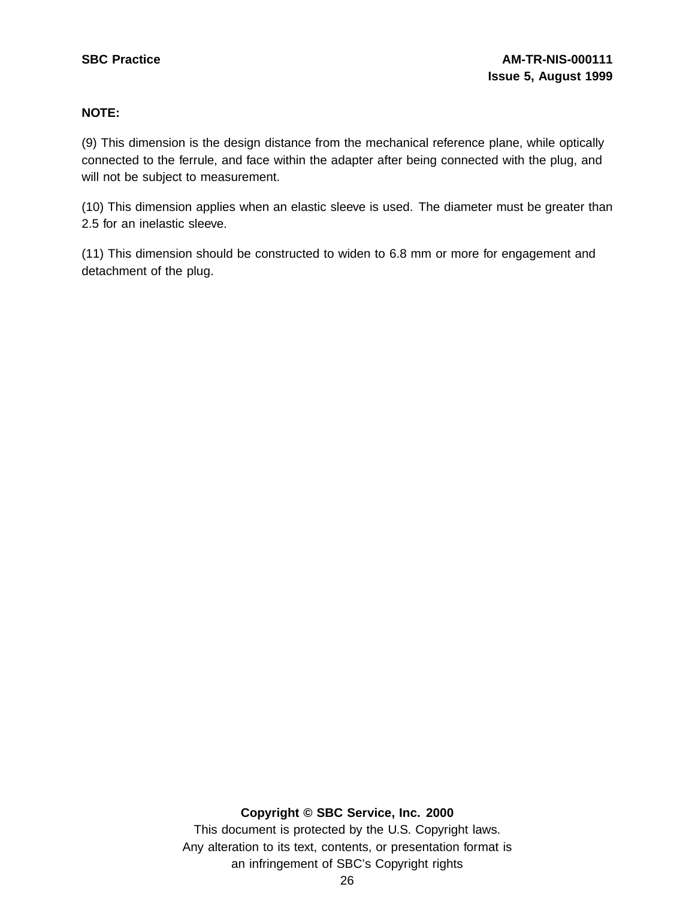**NOTE:**

(9) This dimension is the design distance from the mechanical reference plane, while optically connected to the ferrule, and face within the adapter after being connected with the plug, and will not be subject to measurement.

(10) This dimension applies when an elastic sleeve is used. The diameter must be greater than 2.5 for an inelastic sleeve.

(11) This dimension should be constructed to widen to 6.8 mm or more for engagement and detachment of the plug.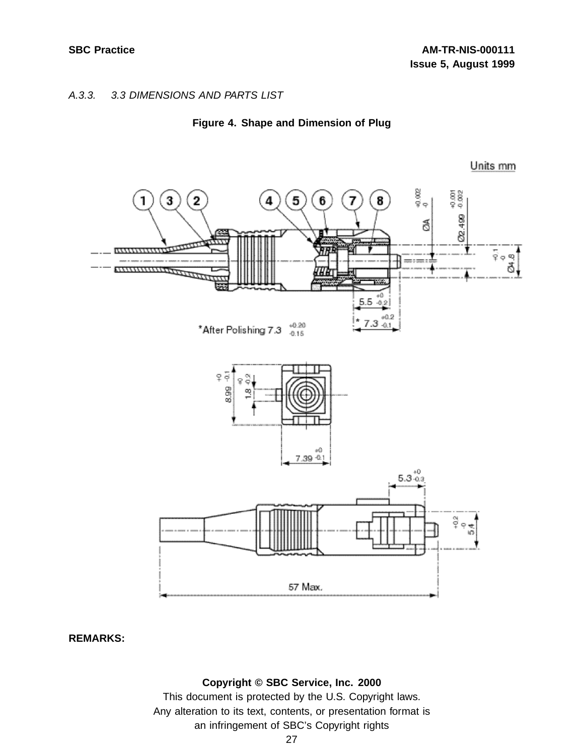*A.3.3. 3.3 DIMENSIONS AND PARTS LIST*

**Figure 4. Shape and Dimension of Plug**

Units mm

*After Polishing 7.3 $^{+0.20}_{-0.15}$

**REMARKS:**

**Copyright © SBC Service, Inc. 2000**

This document is protected by the U.S. Copyright laws.
Any alteration to its text, contents, or presentation format is an infringement of SBC's Copyright rights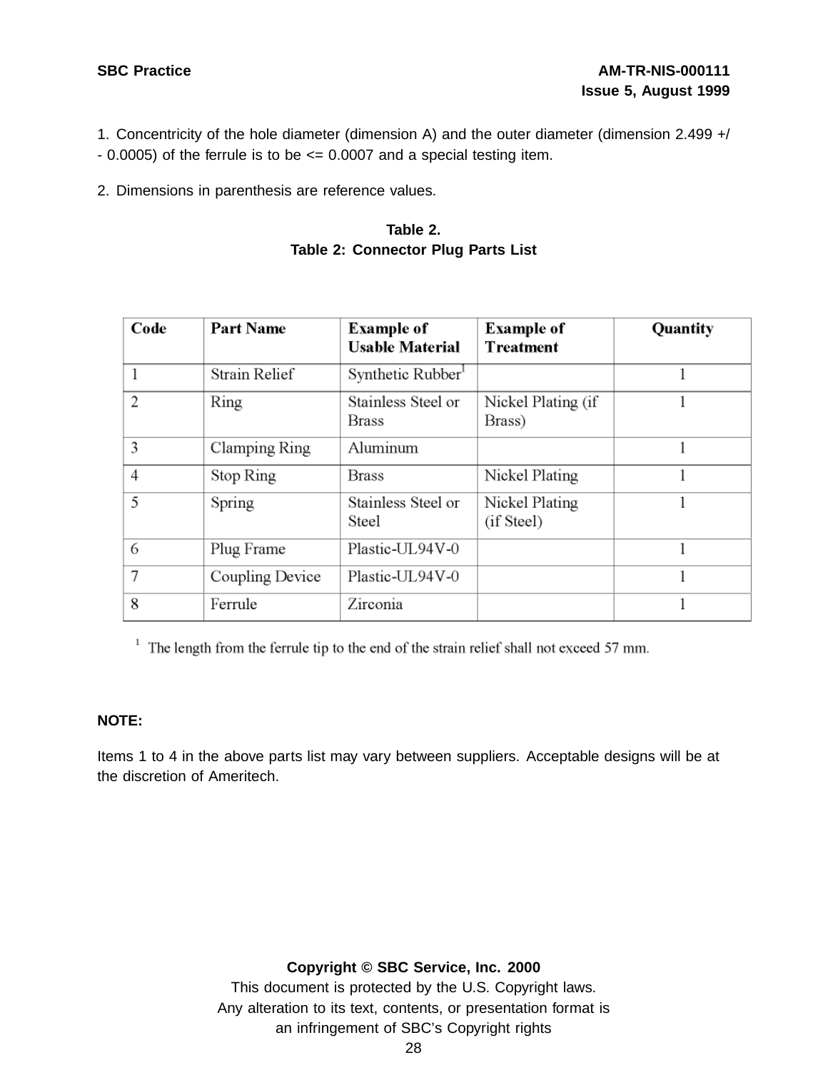1. Concentricity of the hole diameter (dimension A) and the outer diameter (dimension 2.499 +/- 0.0005) of the ferrule is to be <= 0.0007 and a special testing item.

2. Dimensions in parenthesis are reference values.

**Table 2.**
**Table 2: Connector Plug Parts List**

| Code | Part Name | Example of Usable Material | Example of Treatment | Quantity |
|---|---|---|---|---|
| 1 | Strain Relief | Synthetic Rubber[1] | | 1 |
| 2 | Ring | Stainless Steel or Brass | Nickel Plating (if Brass) | 1 |
| 3 | Clamping Ring | Aluminum | | 1 |
| 4 | Stop Ring | Brass | Nickel Plating | 1 |
| 5 | Spring | Stainless Steel or Steel | Nickel Plating (if Steel) | 1 |
| 6 | Plug Frame | Plastic-UL94V-0 | | 1 |
| 7 | Coupling Device | Plastic-UL94V-0 | | 1 |
| 8 | Ferrule | Zirconia | | 1 |

[1] The length from the ferrule tip to the end of the strain relief shall not exceed 57 mm.

**NOTE:**

Items 1 to 4 in the above parts list may vary between suppliers. Acceptable designs will be at the discretion of Ameritech.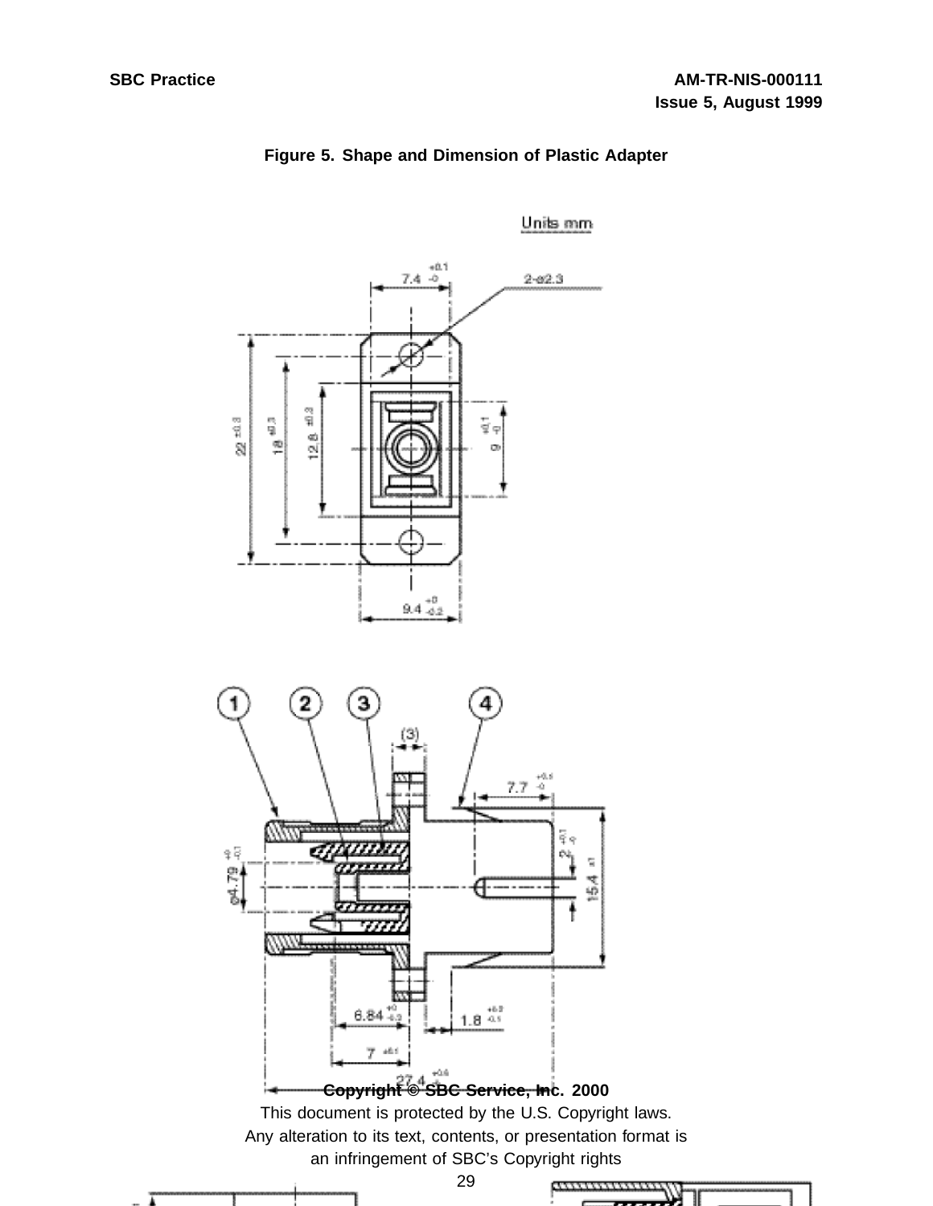**Figure 5. Shape and Dimension of Plastic Adapter**

Units mm

**Copyright © SBC Service, Inc. 2000**

This document is protected by the U.S. Copyright laws.
Any alteration to its text, contents, or presentation format is
an infringement of SBC's Copyright rights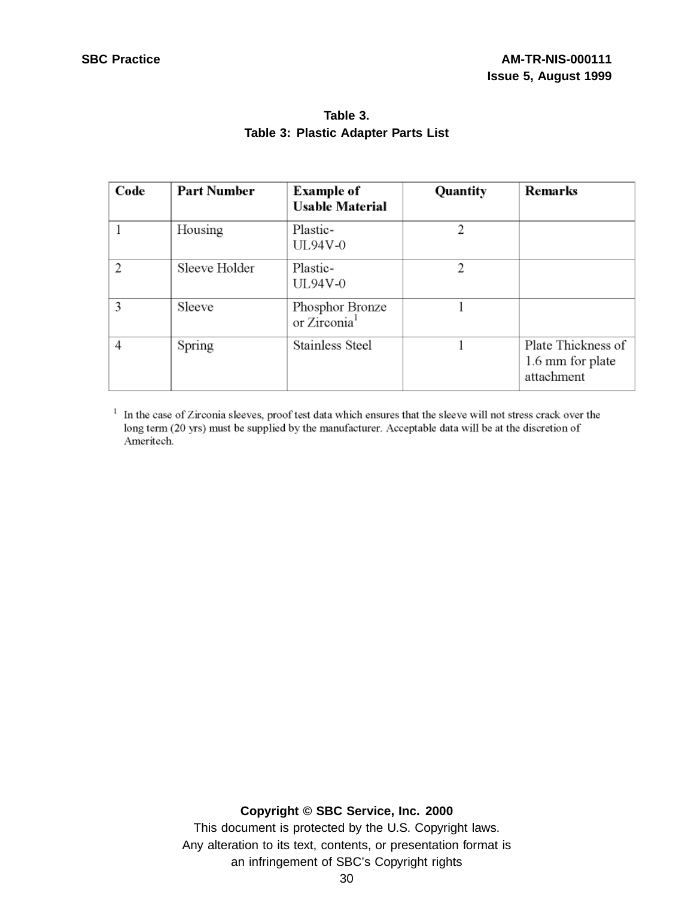**Table 3.**

**Table 3: Plastic Adapter Parts List**

| Code | Part Number | Example of Usable Material | Quantity | Remarks |
|---|---|---|---|---|
| 1 | Housing | Plastic-UL94V-0 | 2 | |
| 2 | Sleeve Holder | Plastic-UL94V-0 | 2 | |
| 3 | Sleeve | Phosphor Bronze or Zirconia[1] | 1 | |
| 4 | Spring | Stainless Steel | 1 | Plate Thickness of 1.6 mm for plate attachment |

[1] In the case of Zirconia sleeves, proof test data which ensures that the sleeve will not stress crack over the long term (20 yrs) must be supplied by the manufacturer. Acceptable data will be at the discretion of Ameritech.

**Copyright © SBC Service, Inc. 2000**

This document is protected by the U.S. Copyright laws.
Any alteration to its text, contents, or presentation format is an infringement of SBC's Copyright rights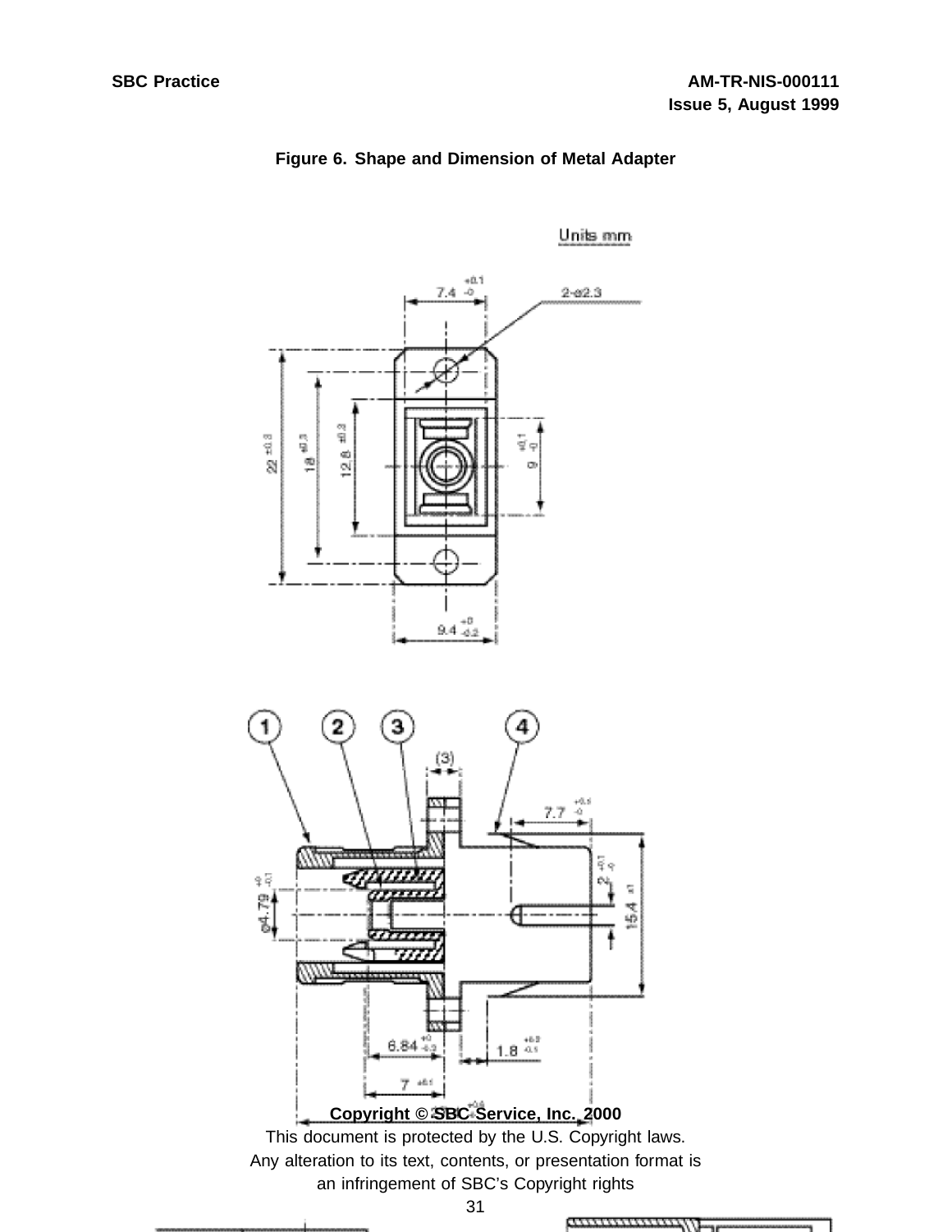**Figure 6. Shape and Dimension of Metal Adapter**

Copyright © SBC Service, Inc. 2000
This document is protected by the U.S. Copyright laws.
Any alteration to its text, contents, or presentation format is an infringement of SBC's Copyright rights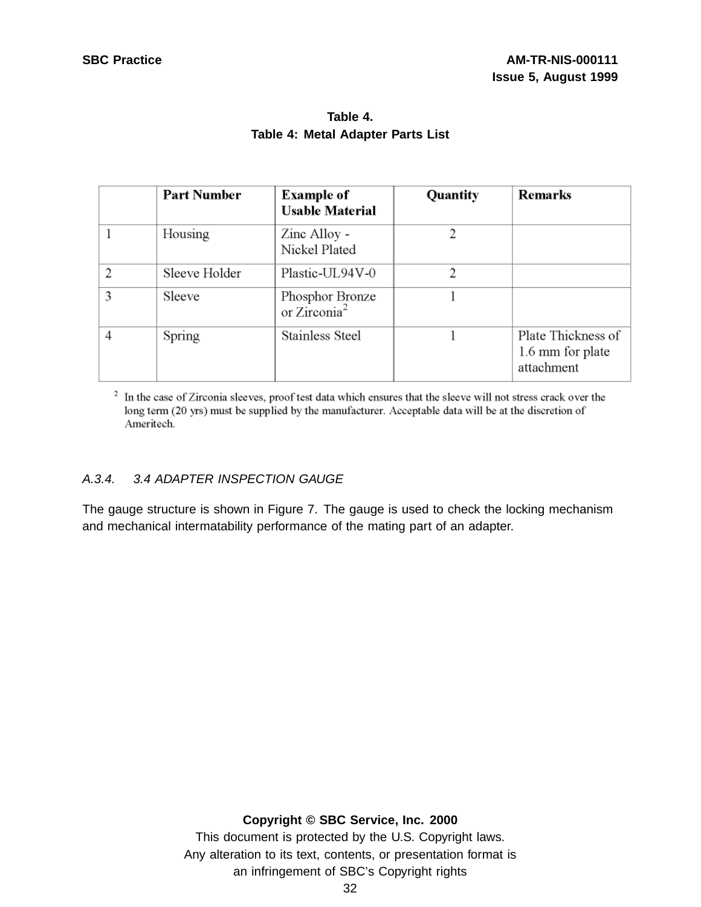**Table 4.**

**Table 4: Metal Adapter Parts List**

| | **Part Number** | **Example of Usable Material** | **Quantity** | **Remarks** |
|---|---|---|---|---|
| 1 | Housing | Zinc Alloy - Nickel Plated | 2 | |
| 2 | Sleeve Holder | Plastic-UL94V-0 | 2 | |
| 3 | Sleeve | Phosphor Bronze or Zirconia[2] | 1 | |
| 4 | Spring | Stainless Steel | 1 | Plate Thickness of 1.6 mm for plate attachment |

[2] In the case of Zirconia sleeves, proof test data which ensures that the sleeve will not stress crack over the long term (20 yrs) must be supplied by the manufacturer. Acceptable data will be at the discretion of Ameritech.

### *A.3.4. 3.4 ADAPTER INSPECTION GAUGE*

The gauge structure is shown in Figure 7. The gauge is used to check the locking mechanism and mechanical intermatability performance of the mating part of an adapter.

**Copyright © SBC Service, Inc. 2000**

This document is protected by the U.S. Copyright laws.
Any alteration to its text, contents, or presentation format is an infringement of SBC's Copyright rights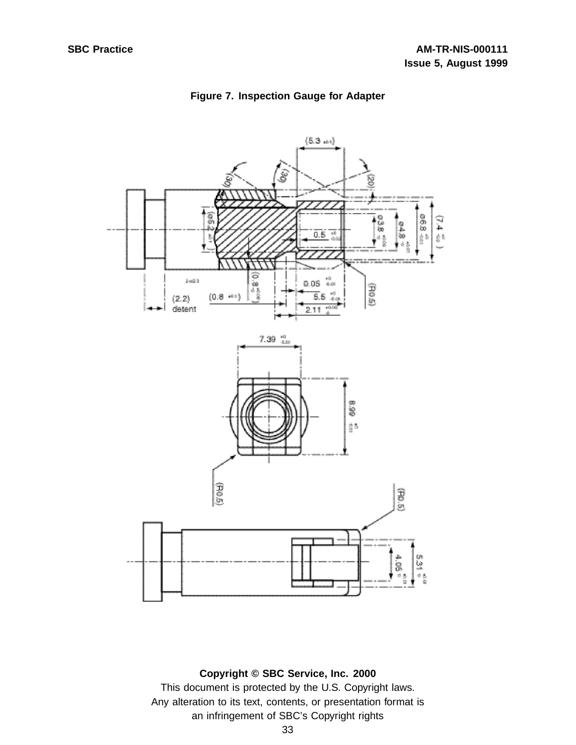**Figure 7. Inspection Gauge for Adapter**

**Copyright © SBC Service, Inc. 2000**

This document is protected by the U.S. Copyright laws.
Any alteration to its text, contents, or presentation format is
an infringement of SBC's Copyright rights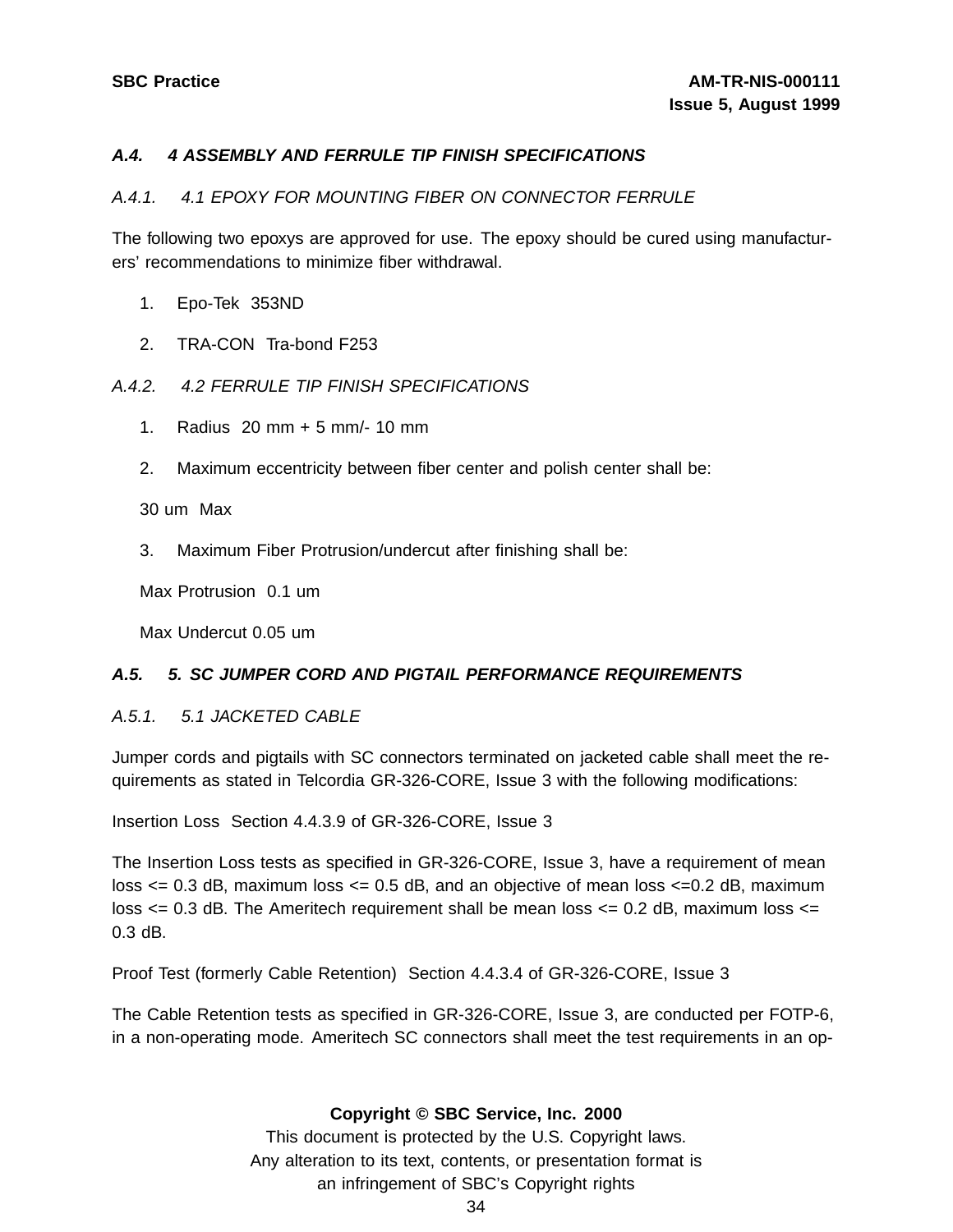### *A.4. 4 ASSEMBLY AND FERRULE TIP FINISH SPECIFICATIONS*

*A.4.1. 4.1 EPOXY FOR MOUNTING FIBER ON CONNECTOR FERRULE*

The following two epoxys are approved for use. The epoxy should be cured using manufacturers' recommendations to minimize fiber withdrawal.

1. Epo-Tek 353ND
2. TRA-CON Tra-bond F253

*A.4.2. 4.2 FERRULE TIP FINISH SPECIFICATIONS*

1. Radius 20 mm + 5 mm/- 10 mm
2. Maximum eccentricity between fiber center and polish center shall be:

   30 um Max

3. Maximum Fiber Protrusion/undercut after finishing shall be:

   Max Protrusion 0.1 um

   Max Undercut 0.05 um

### *A.5. 5. SC JUMPER CORD AND PIGTAIL PERFORMANCE REQUIREMENTS*

*A.5.1. 5.1 JACKETED CABLE*

Jumper cords and pigtails with SC connectors terminated on jacketed cable shall meet the requirements as stated in Telcordia GR-326-CORE, Issue 3 with the following modifications:

Insertion Loss Section 4.4.3.9 of GR-326-CORE, Issue 3

The Insertion Loss tests as specified in GR-326-CORE, Issue 3, have a requirement of mean loss <= 0.3 dB, maximum loss <= 0.5 dB, and an objective of mean loss <=0.2 dB, maximum loss <= 0.3 dB. The Ameritech requirement shall be mean loss <= 0.2 dB, maximum loss <= 0.3 dB.

Proof Test (formerly Cable Retention) Section 4.4.3.4 of GR-326-CORE, Issue 3

The Cable Retention tests as specified in GR-326-CORE, Issue 3, are conducted per FOTP-6, in a non-operating mode. Ameritech SC connectors shall meet the test requirements in an op-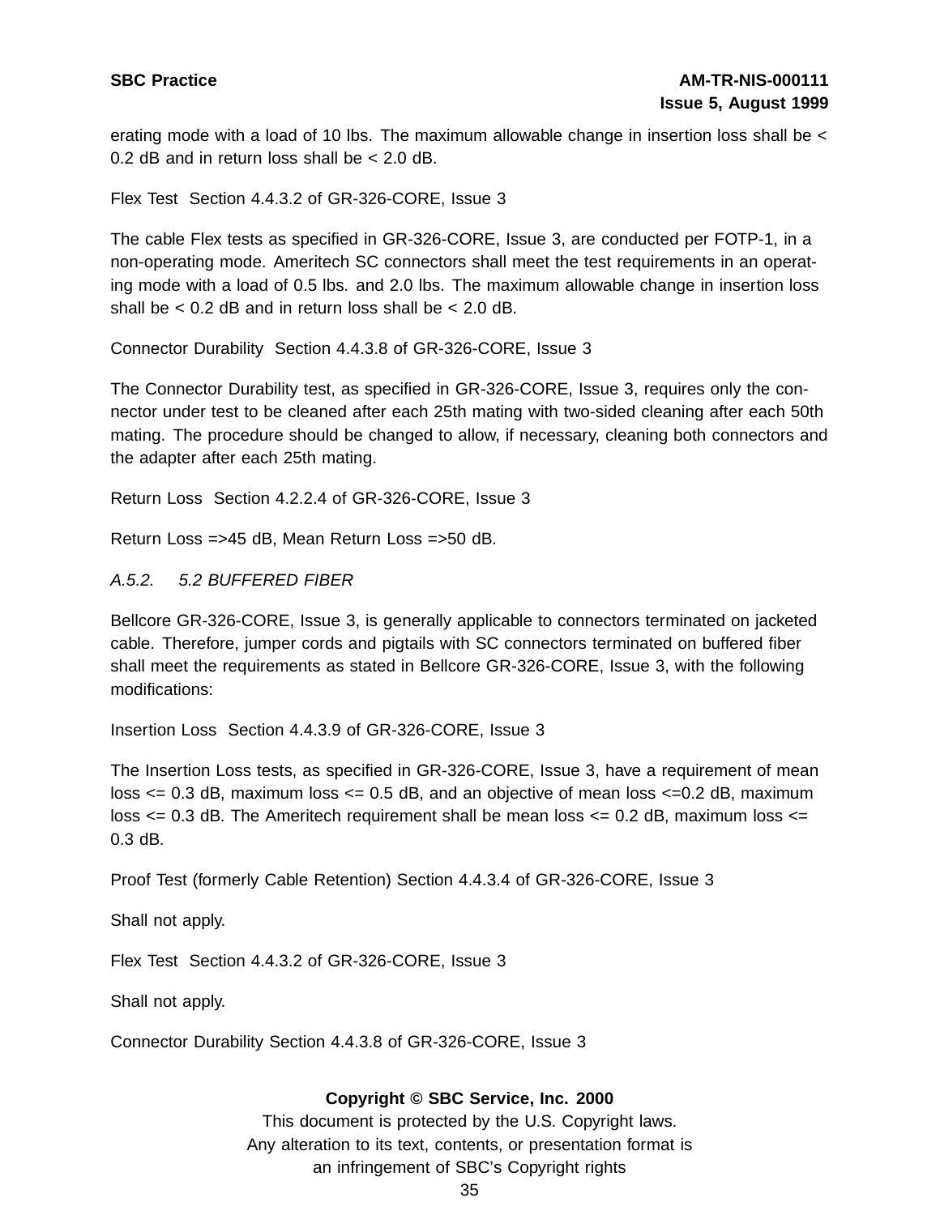erating mode with a load of 10 lbs. The maximum allowable change in insertion loss shall be < 0.2 dB and in return loss shall be < 2.0 dB.

Flex Test  Section 4.4.3.2 of GR-326-CORE, Issue 3

The cable Flex tests as specified in GR-326-CORE, Issue 3, are conducted per FOTP-1, in a non-operating mode. Ameritech SC connectors shall meet the test requirements in an operating mode with a load of 0.5 lbs. and 2.0 lbs. The maximum allowable change in insertion loss shall be < 0.2 dB and in return loss shall be < 2.0 dB.

Connector Durability  Section 4.4.3.8 of GR-326-CORE, Issue 3

The Connector Durability test, as specified in GR-326-CORE, Issue 3, requires only the connector under test to be cleaned after each 25th mating with two-sided cleaning after each 50th mating. The procedure should be changed to allow, if necessary, cleaning both connectors and the adapter after each 25th mating.

Return Loss  Section 4.2.2.4 of GR-326-CORE, Issue 3

Return Loss =>45 dB, Mean Return Loss =>50 dB.

*A.5.2.     5.2 BUFFERED FIBER*

Bellcore GR-326-CORE, Issue 3, is generally applicable to connectors terminated on jacketed cable. Therefore, jumper cords and pigtails with SC connectors terminated on buffered fiber shall meet the requirements as stated in Bellcore GR-326-CORE, Issue 3, with the following modifications:

Insertion Loss  Section 4.4.3.9 of GR-326-CORE, Issue 3

The Insertion Loss tests, as specified in GR-326-CORE, Issue 3, have a requirement of mean loss <= 0.3 dB, maximum loss <= 0.5 dB, and an objective of mean loss <=0.2 dB, maximum loss <= 0.3 dB. The Ameritech requirement shall be mean loss <= 0.2 dB, maximum loss <= 0.3 dB.

Proof Test (formerly Cable Retention) Section 4.4.3.4 of GR-326-CORE, Issue 3

Shall not apply.

Flex Test  Section 4.4.3.2 of GR-326-CORE, Issue 3

Shall not apply.

Connector Durability Section 4.4.3.8 of GR-326-CORE, Issue 3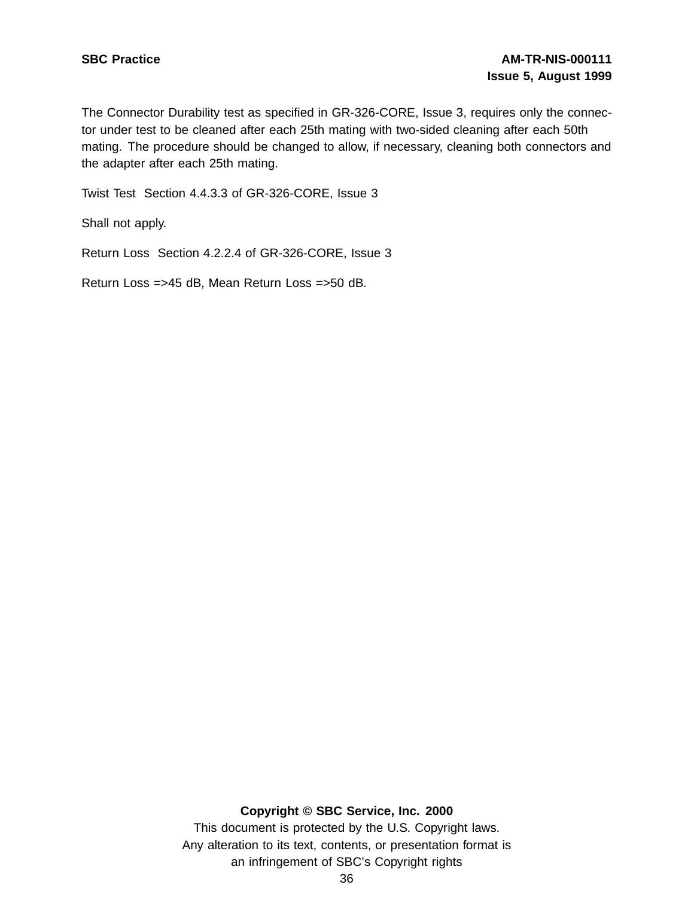The Connector Durability test as specified in GR-326-CORE, Issue 3, requires only the connector under test to be cleaned after each 25th mating with two-sided cleaning after each 50th mating. The procedure should be changed to allow, if necessary, cleaning both connectors and the adapter after each 25th mating.

Twist Test  Section 4.4.3.3 of GR-326-CORE, Issue 3

Shall not apply.

Return Loss  Section 4.2.2.4 of GR-326-CORE, Issue 3

Return Loss =>45 dB, Mean Return Loss =>50 dB.

**Copyright © SBC Service, Inc. 2000**

This document is protected by the U.S. Copyright laws.

Any alteration to its text, contents, or presentation format is an infringement of SBC's Copyright rights